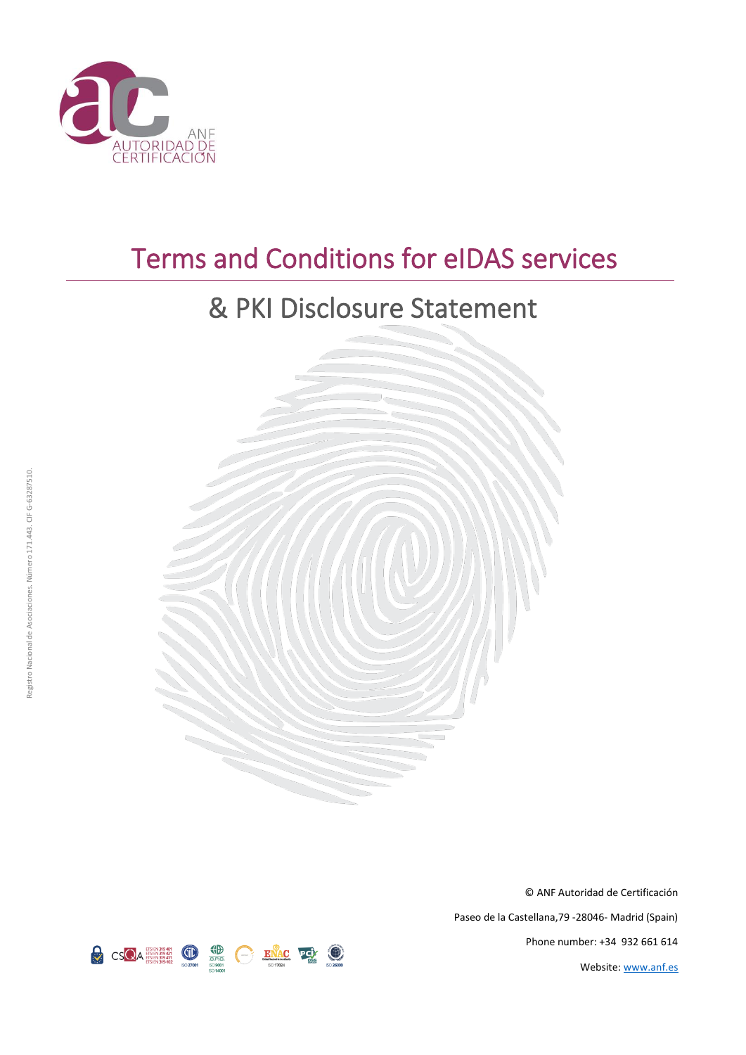# Terms and Conditions for eIDAS services

## & PKI Disclosure Statement

Registro Nacional de Asociaciones. Número 171.443. CIF G-63287510.

© ANF Autoridad de Certificación

Paseo de la Castellana,79 -28046- Madrid (Spain)

Phone number: +34 932 661 614

Website: [www.anf.es](http://www.anf.es)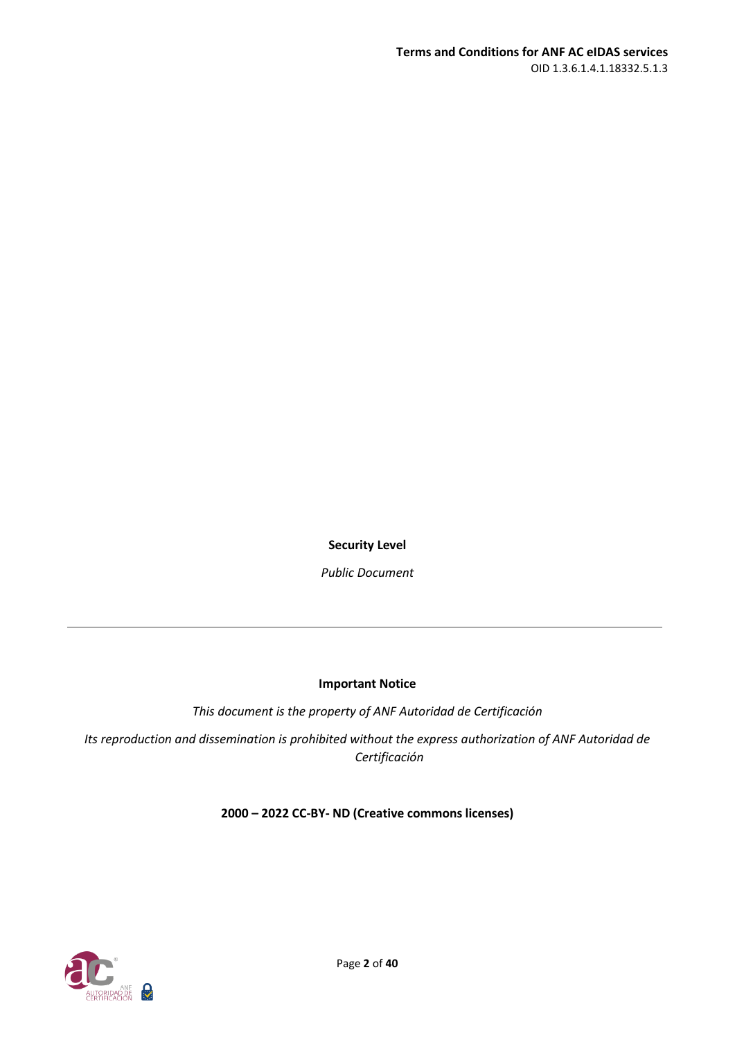**Security Level**

*Public Document*

---

**Important Notice**

*This document is the property of ANF Autoridad de Certificación*

*Its reproduction and dissemination is prohibited without the express authorization of ANF Autoridad de Certificación*

**2000 – 2022 CC-BY- ND (Creative commons licenses)**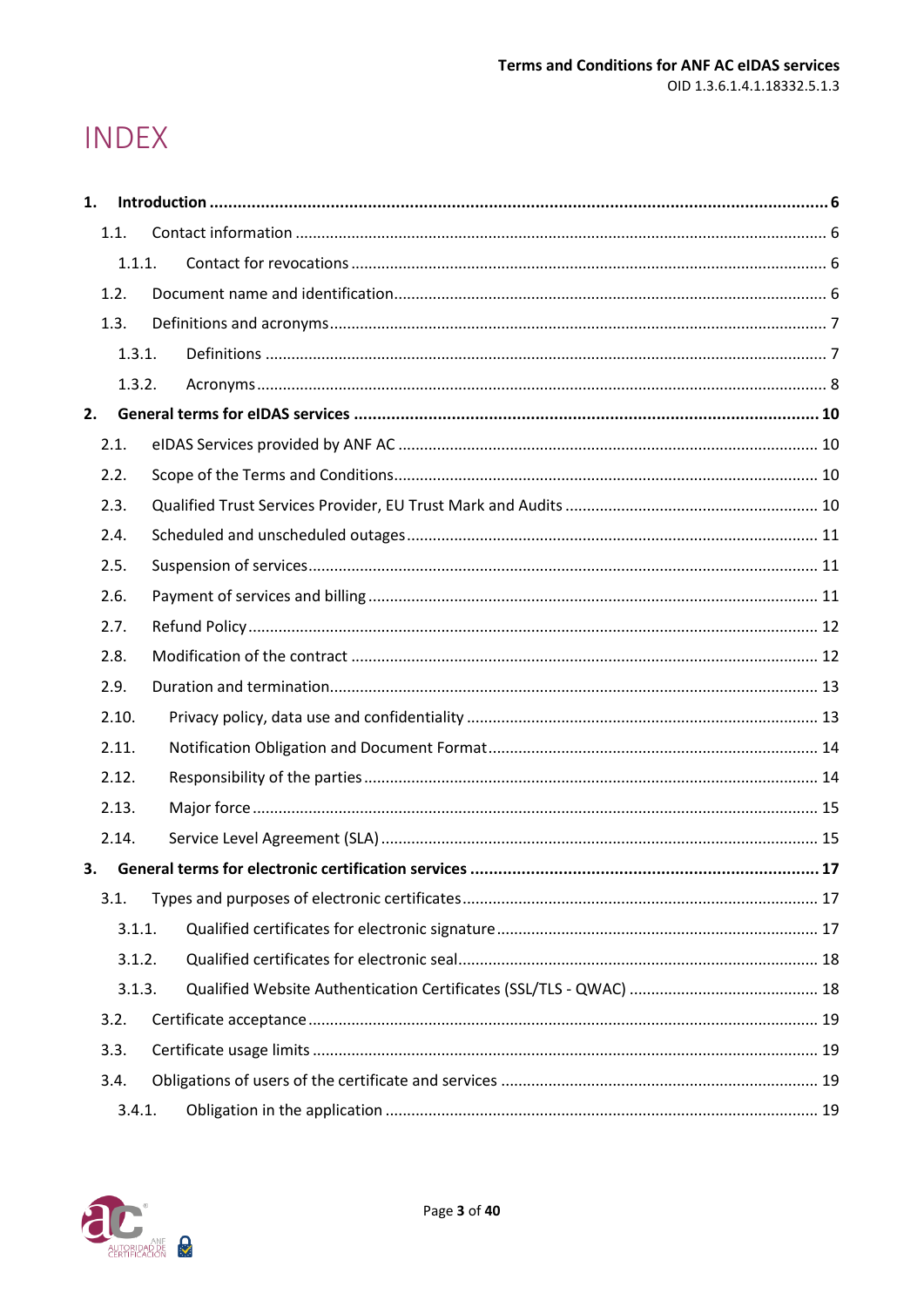# INDEX

**1. Introduction ........................................................................ 6**

1.1. Contact information ........................................................................ 6

1.1.1. Contact for revocations ........................................................................ 6

1.2. Document name and identification ........................................................................ 6

1.3. Definitions and acronyms ........................................................................ 7

1.3.1. Definitions ........................................................................ 7

1.3.2. Acronyms ........................................................................ 8

**2. General terms for eIDAS services ........................................................................ 10**

2.1. eIDAS Services provided by ANF AC ........................................................................ 10

2.2. Scope of the Terms and Conditions ........................................................................ 10

2.3. Qualified Trust Services Provider, EU Trust Mark and Audits ........................................................................ 10

2.4. Scheduled and unscheduled outages ........................................................................ 11

2.5. Suspension of services ........................................................................ 11

2.6. Payment of services and billing ........................................................................ 11

2.7. Refund Policy ........................................................................ 12

2.8. Modification of the contract ........................................................................ 12

2.9. Duration and termination ........................................................................ 13

2.10. Privacy policy, data use and confidentiality ........................................................................ 13

2.11. Notification Obligation and Document Format ........................................................................ 14

2.12. Responsibility of the parties ........................................................................ 14

2.13. Major force ........................................................................ 15

2.14. Service Level Agreement (SLA) ........................................................................ 15

**3. General terms for electronic certification services ........................................................................ 17**

3.1. Types and purposes of electronic certificates ........................................................................ 17

3.1.1. Qualified certificates for electronic signature ........................................................................ 17

3.1.2. Qualified certificates for electronic seal ........................................................................ 18

3.1.3. Qualified Website Authentication Certificates (SSL/TLS - QWAC) ........................................................................ 18

3.2. Certificate acceptance ........................................................................ 19

3.3. Certificate usage limits ........................................................................ 19

3.4. Obligations of users of the certificate and services ........................................................................ 19

3.4.1. Obligation in the application ........................................................................ 19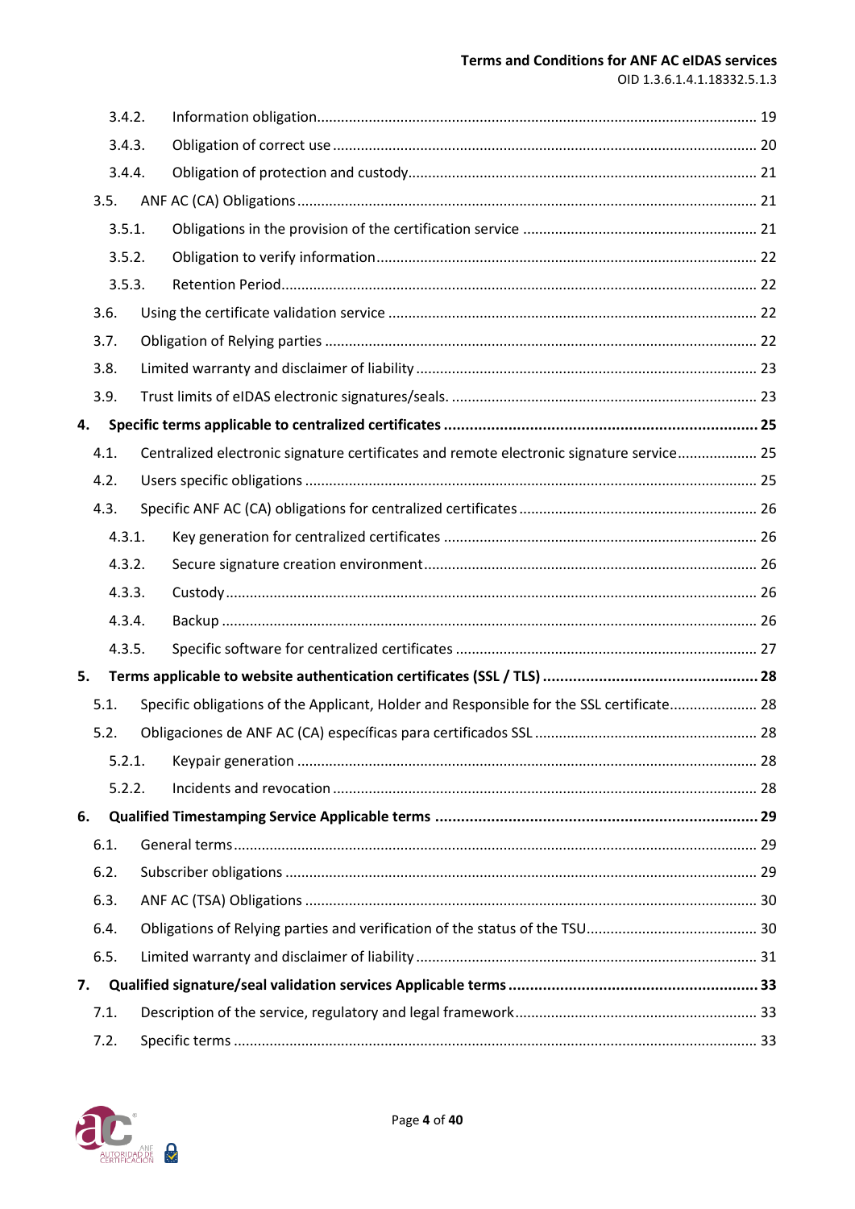- 3.4.2. Information obligation ..... 19
- 3.4.3. Obligation of correct use ..... 20
- 3.4.4. Obligation of protection and custody ..... 21
- 3.5. ANF AC (CA) Obligations ..... 21
- 3.5.1. Obligations in the provision of the certification service ..... 21
- 3.5.2. Obligation to verify information ..... 22
- 3.5.3. Retention Period ..... 22
- 3.6. Using the certificate validation service ..... 22
- 3.7. Obligation of Relying parties ..... 22
- 3.8. Limited warranty and disclaimer of liability ..... 23
- 3.9. Trust limits of eIDAS electronic signatures/seals. ..... 23

**4. Specific terms applicable to centralized certificates ..... 25**

- 4.1. Centralized electronic signature certificates and remote electronic signature service ..... 25
- 4.2. Users specific obligations ..... 25
- 4.3. Specific ANF AC (CA) obligations for centralized certificates ..... 26
- 4.3.1. Key generation for centralized certificates ..... 26
- 4.3.2. Secure signature creation environment ..... 26
- 4.3.3. Custody ..... 26
- 4.3.4. Backup ..... 26
- 4.3.5. Specific software for centralized certificates ..... 27

**5. Terms applicable to website authentication certificates (SSL / TLS) ..... 28**

- 5.1. Specific obligations of the Applicant, Holder and Responsible for the SSL certificate ..... 28
- 5.2. Obligaciones de ANF AC (CA) específicas para certificados SSL ..... 28
- 5.2.1. Keypair generation ..... 28
- 5.2.2. Incidents and revocation ..... 28

**6. Qualified Timestamping Service Applicable terms ..... 29**

- 6.1. General terms ..... 29
- 6.2. Subscriber obligations ..... 29
- 6.3. ANF AC (TSA) Obligations ..... 30
- 6.4. Obligations of Relying parties and verification of the status of the TSU ..... 30
- 6.5. Limited warranty and disclaimer of liability ..... 31

**7. Qualified signature/seal validation services Applicable terms ..... 33**

- 7.1. Description of the service, regulatory and legal framework ..... 33
- 7.2. Specific terms ..... 33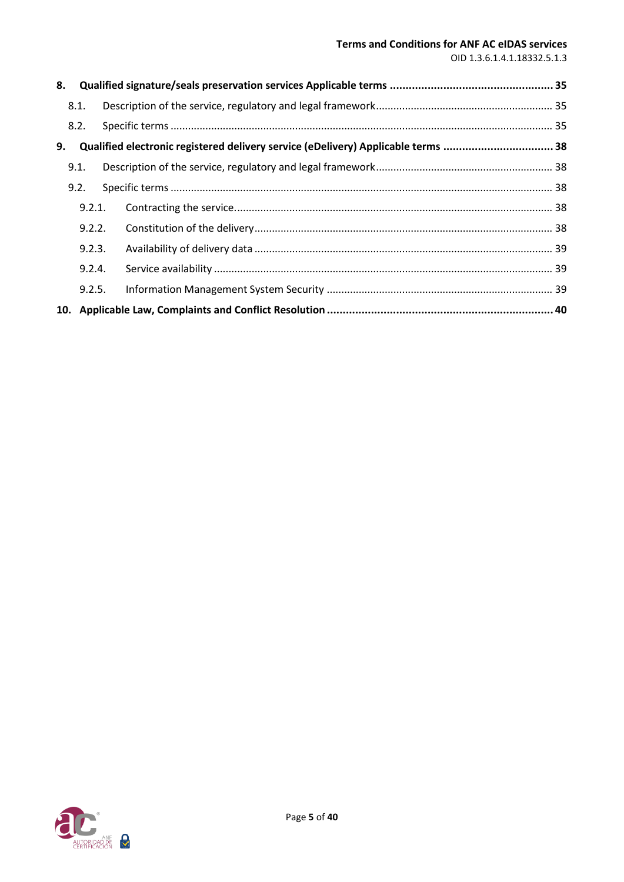**8. Qualified signature/seals preservation services Applicable terms .................................................... 35**

8.1. Description of the service, regulatory and legal framework............................................................ 35

8.2. Specific terms ..................................................................................................................................... 35

**9. Qualified electronic registered delivery service (eDelivery) Applicable terms ................................... 38**

9.1. Description of the service, regulatory and legal framework............................................................ 38

9.2. Specific terms ..................................................................................................................................... 38

9.2.1. Contracting the service............................................................................................................ 38

9.2.2. Constitution of the delivery...................................................................................................... 38

9.2.3. Availability of delivery data ..................................................................................................... 39

9.2.4. Service availability .................................................................................................................... 39

9.2.5. Information Management System Security ............................................................................ 39

**10. Applicable Law, Complaints and Conflict Resolution ....................................................................... 40**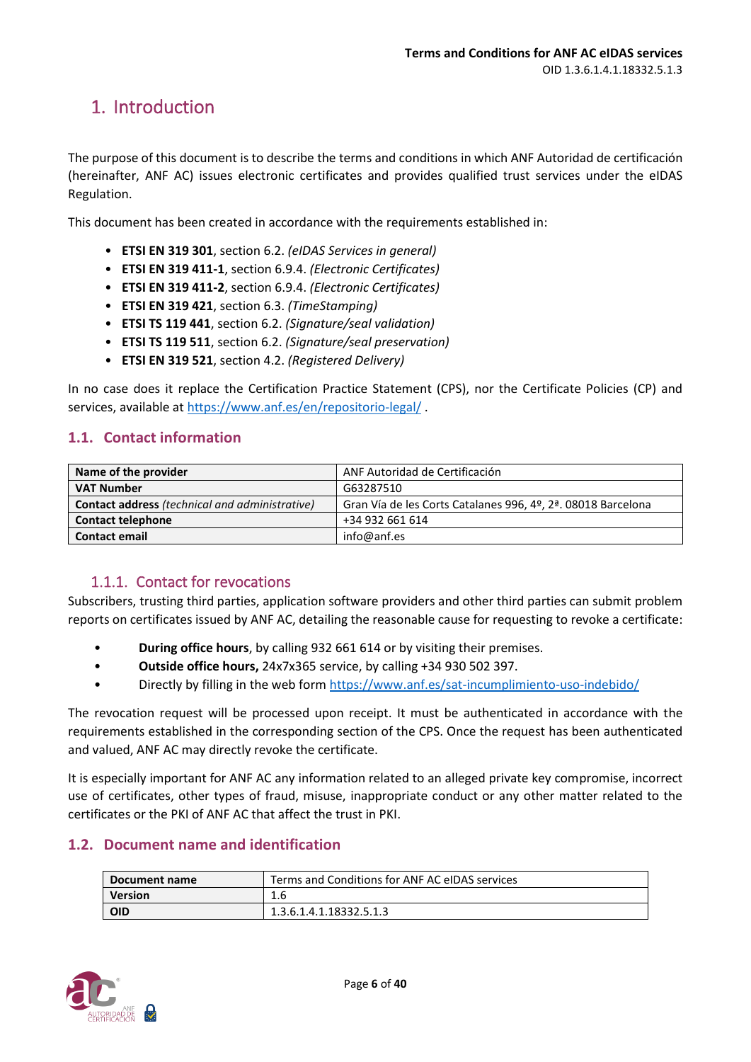# 1. Introduction

The purpose of this document is to describe the terms and conditions in which ANF Autoridad de certificación (hereinafter, ANF AC) issues electronic certificates and provides qualified trust services under the eIDAS Regulation.

This document has been created in accordance with the requirements established in:

- **ETSI EN 319 301**, section 6.2. *(eIDAS Services in general)*
- **ETSI EN 319 411-1**, section 6.9.4. *(Electronic Certificates)*
- **ETSI EN 319 411-2**, section 6.9.4. *(Electronic Certificates)*
- **ETSI EN 319 421**, section 6.3. *(TimeStamping)*
- **ETSI TS 119 441**, section 6.2. *(Signature/seal validation)*
- **ETSI TS 119 511**, section 6.2. *(Signature/seal preservation)*
- **ETSI EN 319 521**, section 4.2. *(Registered Delivery)*

In no case does it replace the Certification Practice Statement (CPS), nor the Certificate Policies (CP) and services, available at https://www.anf.es/en/repositorio-legal/ .

## 1.1. Contact information

| | |
|---|---|
| **Name of the provider** | ANF Autoridad de Certificación |
| **VAT Number** | G63287510 |
| **Contact address** *(technical and administrative)* | Gran Vía de les Corts Catalanes 996, 4º, 2ª. 08018 Barcelona |
| **Contact telephone** | +34 932 661 614 |
| **Contact email** | info@anf.es |

### 1.1.1. Contact for revocations

Subscribers, trusting third parties, application software providers and other third parties can submit problem reports on certificates issued by ANF AC, detailing the reasonable cause for requesting to revoke a certificate:

- **During office hours**, by calling 932 661 614 or by visiting their premises.
- **Outside office hours,** 24x7x365 service, by calling +34 930 502 397.
- Directly by filling in the web form https://www.anf.es/sat-incumplimiento-uso-indebido/

The revocation request will be processed upon receipt. It must be authenticated in accordance with the requirements established in the corresponding section of the CPS. Once the request has been authenticated and valued, ANF AC may directly revoke the certificate.

It is especially important for ANF AC any information related to an alleged private key compromise, incorrect use of certificates, other types of fraud, misuse, inappropriate conduct or any other matter related to the certificates or the PKI of ANF AC that affect the trust in PKI.

## 1.2. Document name and identification

| | |
|---|---|
| **Document name** | Terms and Conditions for ANF AC eIDAS services |
| **Version** | 1.6 |
| **OID** | 1.3.6.1.4.1.18332.5.1.3 |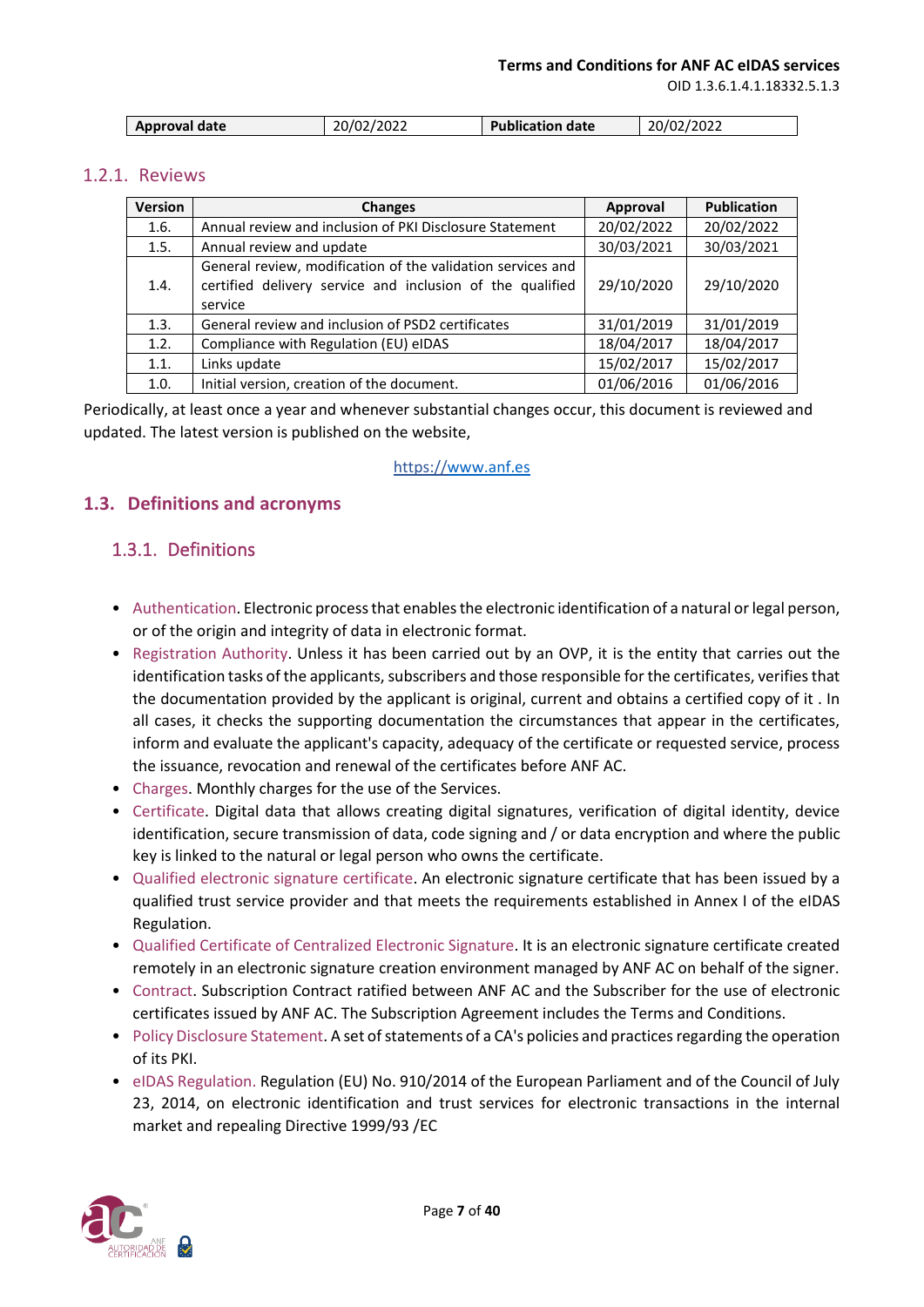| Approval date | 20/02/2022 | Publication date | 20/02/2022 |
|---|---|---|---|

### 1.2.1. Reviews

| Version | Changes | Approval | Publication |
|---|---|---|---|
| 1.6. | Annual review and inclusion of PKI Disclosure Statement | 20/02/2022 | 20/02/2022 |
| 1.5. | Annual review and update | 30/03/2021 | 30/03/2021 |
| 1.4. | General review, modification of the validation services and certified delivery service and inclusion of the qualified service | 29/10/2020 | 29/10/2020 |
| 1.3. | General review and inclusion of PSD2 certificates | 31/01/2019 | 31/01/2019 |
| 1.2. | Compliance with Regulation (EU) eIDAS | 18/04/2017 | 18/04/2017 |
| 1.1. | Links update | 15/02/2017 | 15/02/2017 |
| 1.0. | Initial version, creation of the document. | 01/06/2016 | 01/06/2016 |

Periodically, at least once a year and whenever substantial changes occur, this document is reviewed and updated. The latest version is published on the website,

https://www.anf.es

## 1.3. Definitions and acronyms

### 1.3.1. Definitions

- Authentication. Electronic process that enables the electronic identification of a natural or legal person, or of the origin and integrity of data in electronic format.
- Registration Authority. Unless it has been carried out by an OVP, it is the entity that carries out the identification tasks of the applicants, subscribers and those responsible for the certificates, verifies that the documentation provided by the applicant is original, current and obtains a certified copy of it . In all cases, it checks the supporting documentation the circumstances that appear in the certificates, inform and evaluate the applicant's capacity, adequacy of the certificate or requested service, process the issuance, revocation and renewal of the certificates before ANF AC.
- Charges. Monthly charges for the use of the Services.
- Certificate. Digital data that allows creating digital signatures, verification of digital identity, device identification, secure transmission of data, code signing and / or data encryption and where the public key is linked to the natural or legal person who owns the certificate.
- Qualified electronic signature certificate. An electronic signature certificate that has been issued by a qualified trust service provider and that meets the requirements established in Annex I of the eIDAS Regulation.
- Qualified Certificate of Centralized Electronic Signature. It is an electronic signature certificate created remotely in an electronic signature creation environment managed by ANF AC on behalf of the signer.
- Contract. Subscription Contract ratified between ANF AC and the Subscriber for the use of electronic certificates issued by ANF AC. The Subscription Agreement includes the Terms and Conditions.
- Policy Disclosure Statement. A set of statements of a CA's policies and practices regarding the operation of its PKI.
- eIDAS Regulation. Regulation (EU) No. 910/2014 of the European Parliament and of the Council of July 23, 2014, on electronic identification and trust services for electronic transactions in the internal market and repealing Directive 1999/93 /EC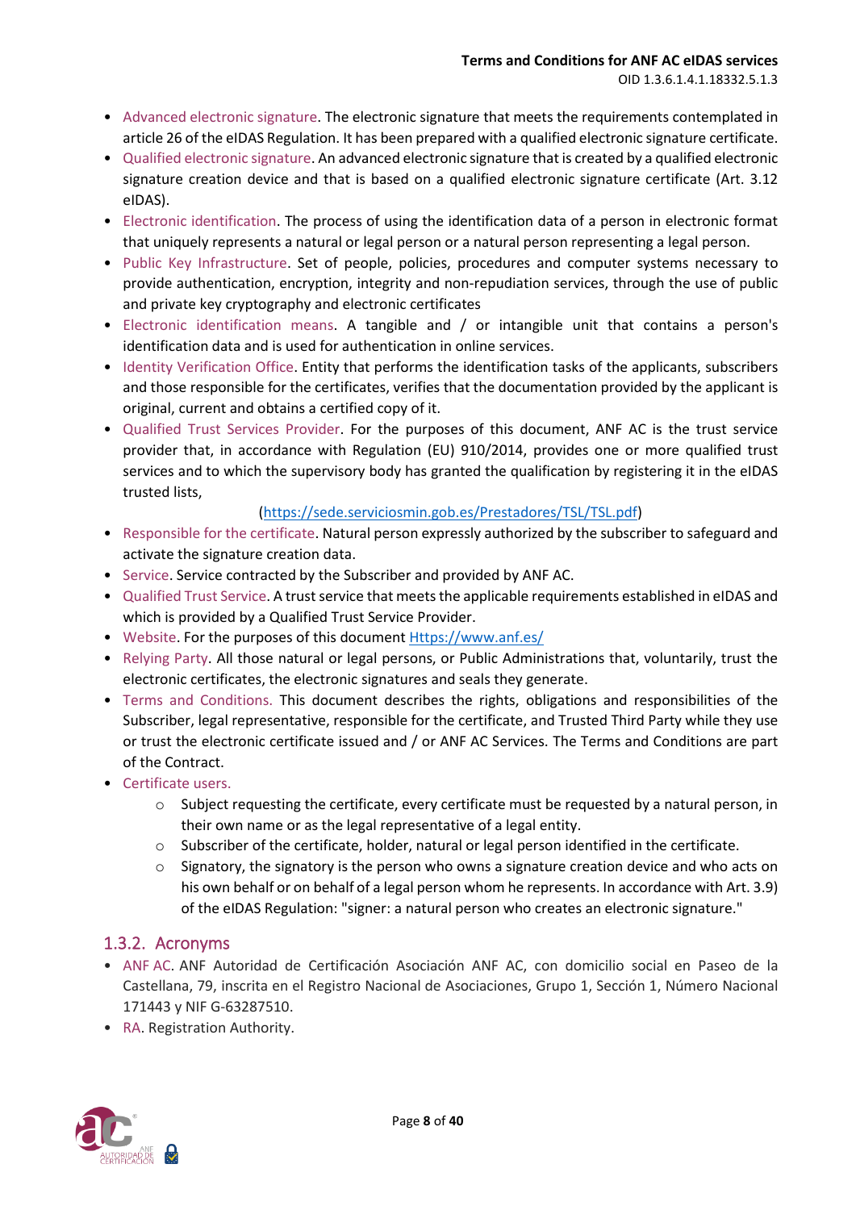- Advanced electronic signature. The electronic signature that meets the requirements contemplated in article 26 of the eIDAS Regulation. It has been prepared with a qualified electronic signature certificate.
- Qualified electronic signature. An advanced electronic signature that is created by a qualified electronic signature creation device and that is based on a qualified electronic signature certificate (Art. 3.12 eIDAS).
- Electronic identification. The process of using the identification data of a person in electronic format that uniquely represents a natural or legal person or a natural person representing a legal person.
- Public Key Infrastructure. Set of people, policies, procedures and computer systems necessary to provide authentication, encryption, integrity and non-repudiation services, through the use of public and private key cryptography and electronic certificates
- Electronic identification means. A tangible and / or intangible unit that contains a person's identification data and is used for authentication in online services.
- Identity Verification Office. Entity that performs the identification tasks of the applicants, subscribers and those responsible for the certificates, verifies that the documentation provided by the applicant is original, current and obtains a certified copy of it.
- Qualified Trust Services Provider. For the purposes of this document, ANF AC is the trust service provider that, in accordance with Regulation (EU) 910/2014, provides one or more qualified trust services and to which the supervisory body has granted the qualification by registering it in the eIDAS trusted lists,

  (https://sede.serviciosmin.gob.es/Prestadores/TSL/TSL.pdf)
- Responsible for the certificate. Natural person expressly authorized by the subscriber to safeguard and activate the signature creation data.
- Service. Service contracted by the Subscriber and provided by ANF AC.
- Qualified Trust Service. A trust service that meets the applicable requirements established in eIDAS and which is provided by a Qualified Trust Service Provider.
- Website. For the purposes of this document Https://www.anf.es/
- Relying Party. All those natural or legal persons, or Public Administrations that, voluntarily, trust the electronic certificates, the electronic signatures and seals they generate.
- Terms and Conditions. This document describes the rights, obligations and responsibilities of the Subscriber, legal representative, responsible for the certificate, and Trusted Third Party while they use or trust the electronic certificate issued and / or ANF AC Services. The Terms and Conditions are part of the Contract.
- Certificate users.
  - Subject requesting the certificate, every certificate must be requested by a natural person, in their own name or as the legal representative of a legal entity.
  - Subscriber of the certificate, holder, natural or legal person identified in the certificate.
  - Signatory, the signatory is the person who owns a signature creation device and who acts on his own behalf or on behalf of a legal person whom he represents. In accordance with Art. 3.9) of the eIDAS Regulation: "signer: a natural person who creates an electronic signature."

### 1.3.2. Acronyms

- ANF AC. ANF Autoridad de Certificación Asociación ANF AC, con domicilio social en Paseo de la Castellana, 79, inscrita en el Registro Nacional de Asociaciones, Grupo 1, Sección 1, Número Nacional 171443 y NIF G-63287510.
- RA. Registration Authority.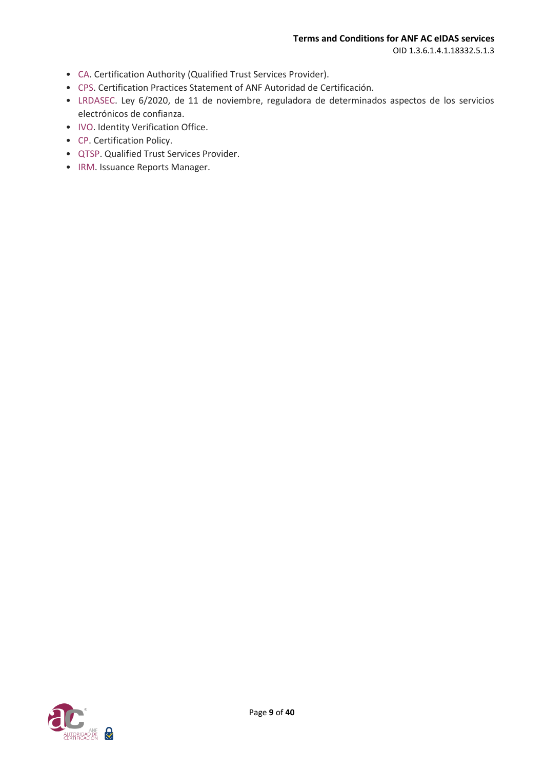- CA. Certification Authority (Qualified Trust Services Provider).
- CPS. Certification Practices Statement of ANF Autoridad de Certificación.
- LRDASEC. Ley 6/2020, de 11 de noviembre, reguladora de determinados aspectos de los servicios electrónicos de confianza.
- IVO. Identity Verification Office.
- CP. Certification Policy.
- QTSP. Qualified Trust Services Provider.
- IRM. Issuance Reports Manager.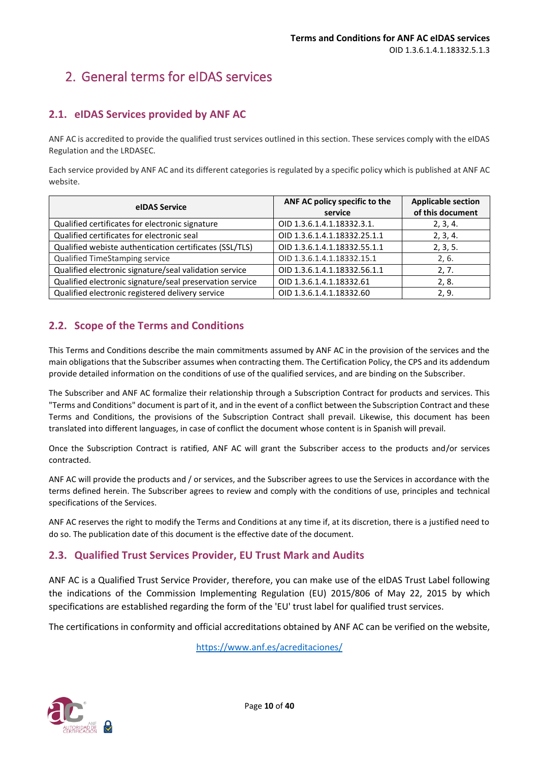# 2. General terms for eIDAS services

## 2.1. eIDAS Services provided by ANF AC

ANF AC is accredited to provide the qualified trust services outlined in this section. These services comply with the eIDAS Regulation and the LRDASEC.

Each service provided by ANF AC and its different categories is regulated by a specific policy which is published at ANF AC website.

| eIDAS Service | ANF AC policy specific to the service | Applicable section of this document |
|---|---|---|
| Qualified certificates for electronic signature | OID 1.3.6.1.4.1.18332.3.1. | 2, 3, 4. |
| Qualified certificates for electronic seal | OID 1.3.6.1.4.1.18332.25.1.1 | 2, 3, 4. |
| Qualified webiste authentication certificates (SSL/TLS) | OID 1.3.6.1.4.1.18332.55.1.1 | 2, 3, 5. |
| Qualified TimeStamping service | OID 1.3.6.1.4.1.18332.15.1 | 2, 6. |
| Qualified electronic signature/seal validation service | OID 1.3.6.1.4.1.18332.56.1.1 | 2, 7. |
| Qualified electronic signature/seal preservation service | OID 1.3.6.1.4.1.18332.61 | 2, 8. |
| Qualified electronic registered delivery service | OID 1.3.6.1.4.1.18332.60 | 2, 9. |

## 2.2. Scope of the Terms and Conditions

This Terms and Conditions describe the main commitments assumed by ANF AC in the provision of the services and the main obligations that the Subscriber assumes when contracting them. The Certification Policy, the CPS and its addendum provide detailed information on the conditions of use of the qualified services, and are binding on the Subscriber.

The Subscriber and ANF AC formalize their relationship through a Subscription Contract for products and services. This "Terms and Conditions" document is part of it, and in the event of a conflict between the Subscription Contract and these Terms and Conditions, the provisions of the Subscription Contract shall prevail. Likewise, this document has been translated into different languages, in case of conflict the document whose content is in Spanish will prevail.

Once the Subscription Contract is ratified, ANF AC will grant the Subscriber access to the products and/or services contracted.

ANF AC will provide the products and / or services, and the Subscriber agrees to use the Services in accordance with the terms defined herein. The Subscriber agrees to review and comply with the conditions of use, principles and technical specifications of the Services.

ANF AC reserves the right to modify the Terms and Conditions at any time if, at its discretion, there is a justified need to do so. The publication date of this document is the effective date of the document.

## 2.3. Qualified Trust Services Provider, EU Trust Mark and Audits

ANF AC is a Qualified Trust Service Provider, therefore, you can make use of the eIDAS Trust Label following the indications of the Commission Implementing Regulation (EU) 2015/806 of May 22, 2015 by which specifications are established regarding the form of the 'EU' trust label for qualified trust services.

The certifications in conformity and official accreditations obtained by ANF AC can be verified on the website,

https://www.anf.es/acreditaciones/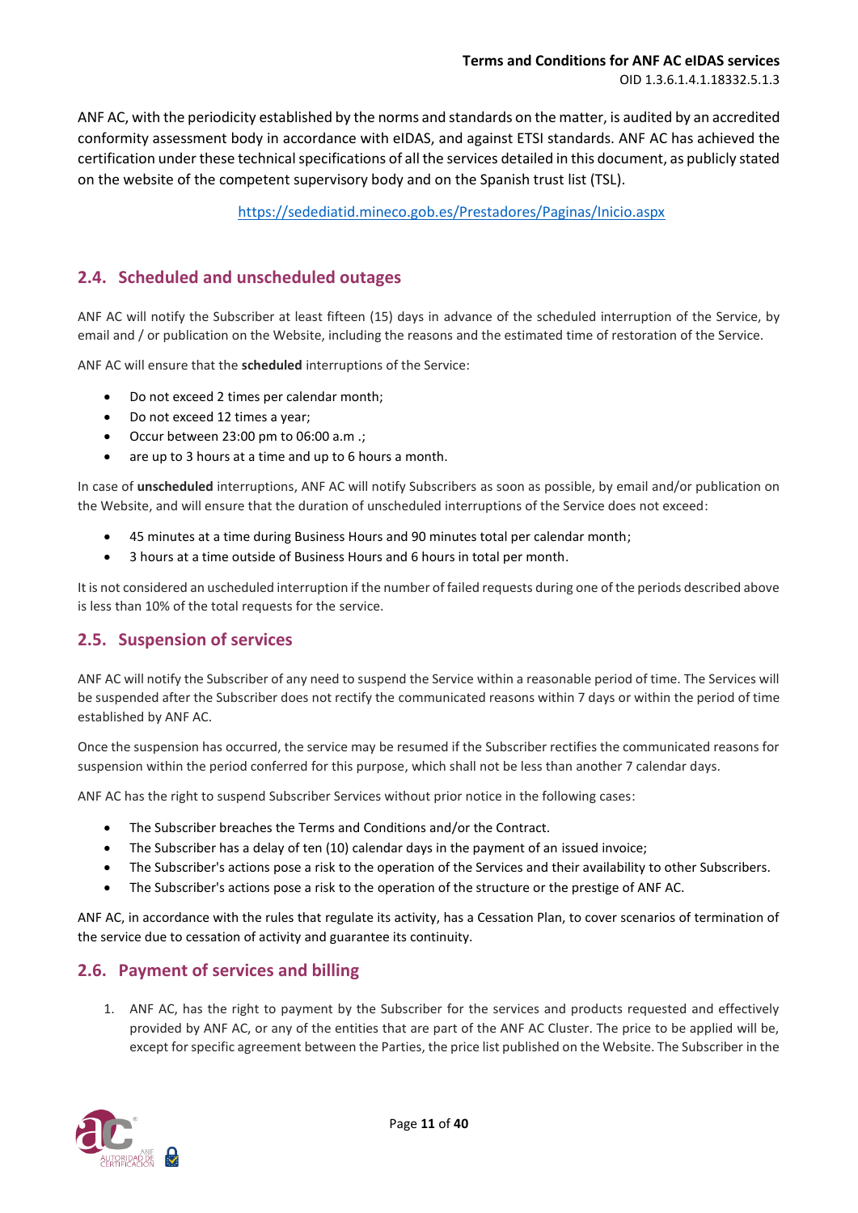ANF AC, with the periodicity established by the norms and standards on the matter, is audited by an accredited conformity assessment body in accordance with eIDAS, and against ETSI standards. ANF AC has achieved the certification under these technical specifications of all the services detailed in this document, as publicly stated on the website of the competent supervisory body and on the Spanish trust list (TSL).

https://sedediatid.mineco.gob.es/Prestadores/Paginas/Inicio.aspx

## 2.4. Scheduled and unscheduled outages

ANF AC will notify the Subscriber at least fifteen (15) days in advance of the scheduled interruption of the Service, by email and / or publication on the Website, including the reasons and the estimated time of restoration of the Service.

ANF AC will ensure that the **scheduled** interruptions of the Service:

- Do not exceed 2 times per calendar month;
- Do not exceed 12 times a year;
- Occur between 23:00 pm to 06:00 a.m .;
- are up to 3 hours at a time and up to 6 hours a month.

In case of **unscheduled** interruptions, ANF AC will notify Subscribers as soon as possible, by email and/or publication on the Website, and will ensure that the duration of unscheduled interruptions of the Service does not exceed:

- 45 minutes at a time during Business Hours and 90 minutes total per calendar month;
- 3 hours at a time outside of Business Hours and 6 hours in total per month.

It is not considered an uscheduled interruption if the number of failed requests during one of the periods described above is less than 10% of the total requests for the service.

## 2.5. Suspension of services

ANF AC will notify the Subscriber of any need to suspend the Service within a reasonable period of time. The Services will be suspended after the Subscriber does not rectify the communicated reasons within 7 days or within the period of time established by ANF AC.

Once the suspension has occurred, the service may be resumed if the Subscriber rectifies the communicated reasons for suspension within the period conferred for this purpose, which shall not be less than another 7 calendar days.

ANF AC has the right to suspend Subscriber Services without prior notice in the following cases:

- The Subscriber breaches the Terms and Conditions and/or the Contract.
- The Subscriber has a delay of ten (10) calendar days in the payment of an issued invoice;
- The Subscriber's actions pose a risk to the operation of the Services and their availability to other Subscribers.
- The Subscriber's actions pose a risk to the operation of the structure or the prestige of ANF AC.

ANF AC, in accordance with the rules that regulate its activity, has a Cessation Plan, to cover scenarios of termination of the service due to cessation of activity and guarantee its continuity.

## 2.6. Payment of services and billing

1. ANF AC, has the right to payment by the Subscriber for the services and products requested and effectively provided by ANF AC, or any of the entities that are part of the ANF AC Cluster. The price to be applied will be, except for specific agreement between the Parties, the price list published on the Website. The Subscriber in the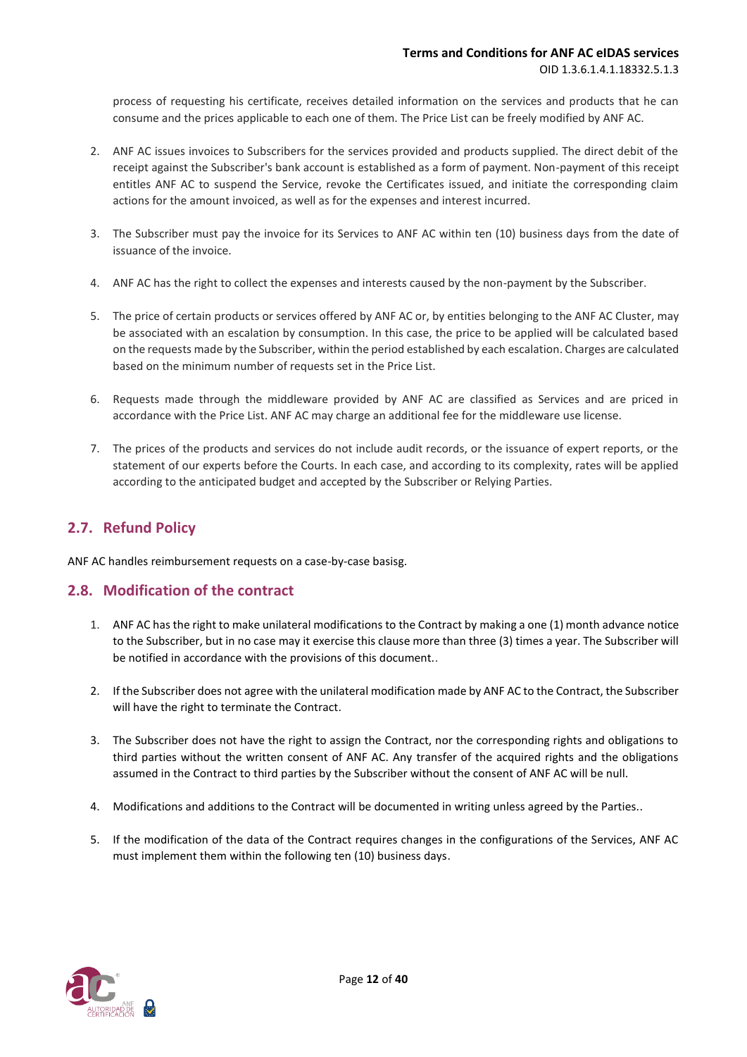process of requesting his certificate, receives detailed information on the services and products that he can consume and the prices applicable to each one of them. The Price List can be freely modified by ANF AC.

2. ANF AC issues invoices to Subscribers for the services provided and products supplied. The direct debit of the receipt against the Subscriber's bank account is established as a form of payment. Non-payment of this receipt entitles ANF AC to suspend the Service, revoke the Certificates issued, and initiate the corresponding claim actions for the amount invoiced, as well as for the expenses and interest incurred.

3. The Subscriber must pay the invoice for its Services to ANF AC within ten (10) business days from the date of issuance of the invoice.

4. ANF AC has the right to collect the expenses and interests caused by the non-payment by the Subscriber.

5. The price of certain products or services offered by ANF AC or, by entities belonging to the ANF AC Cluster, may be associated with an escalation by consumption. In this case, the price to be applied will be calculated based on the requests made by the Subscriber, within the period established by each escalation. Charges are calculated based on the minimum number of requests set in the Price List.

6. Requests made through the middleware provided by ANF AC are classified as Services and are priced in accordance with the Price List. ANF AC may charge an additional fee for the middleware use license.

7. The prices of the products and services do not include audit records, or the issuance of expert reports, or the statement of our experts before the Courts. In each case, and according to its complexity, rates will be applied according to the anticipated budget and accepted by the Subscriber or Relying Parties.

## 2.7. Refund Policy

ANF AC handles reimbursement requests on a case-by-case basisg.

## 2.8. Modification of the contract

1. ANF AC has the right to make unilateral modifications to the Contract by making a one (1) month advance notice to the Subscriber, but in no case may it exercise this clause more than three (3) times a year. The Subscriber will be notified in accordance with the provisions of this document..

2. If the Subscriber does not agree with the unilateral modification made by ANF AC to the Contract, the Subscriber will have the right to terminate the Contract.

3. The Subscriber does not have the right to assign the Contract, nor the corresponding rights and obligations to third parties without the written consent of ANF AC. Any transfer of the acquired rights and the obligations assumed in the Contract to third parties by the Subscriber without the consent of ANF AC will be null.

4. Modifications and additions to the Contract will be documented in writing unless agreed by the Parties..

5. If the modification of the data of the Contract requires changes in the configurations of the Services, ANF AC must implement them within the following ten (10) business days.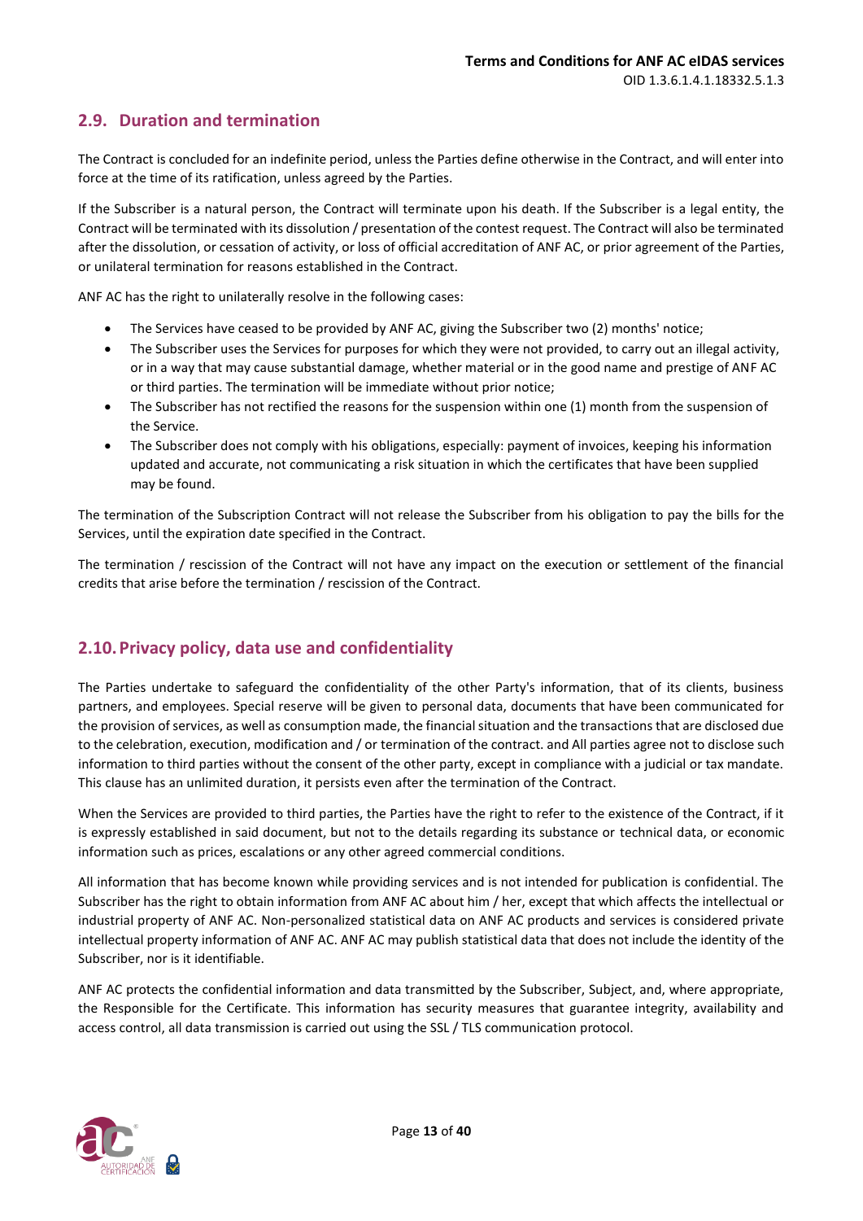## 2.9. Duration and termination

The Contract is concluded for an indefinite period, unless the Parties define otherwise in the Contract, and will enter into force at the time of its ratification, unless agreed by the Parties.

If the Subscriber is a natural person, the Contract will terminate upon his death. If the Subscriber is a legal entity, the Contract will be terminated with its dissolution / presentation of the contest request. The Contract will also be terminated after the dissolution, or cessation of activity, or loss of official accreditation of ANF AC, or prior agreement of the Parties, or unilateral termination for reasons established in the Contract.

ANF AC has the right to unilaterally resolve in the following cases:

- The Services have ceased to be provided by ANF AC, giving the Subscriber two (2) months' notice;
- The Subscriber uses the Services for purposes for which they were not provided, to carry out an illegal activity, or in a way that may cause substantial damage, whether material or in the good name and prestige of ANF AC or third parties. The termination will be immediate without prior notice;
- The Subscriber has not rectified the reasons for the suspension within one (1) month from the suspension of the Service.
- The Subscriber does not comply with his obligations, especially: payment of invoices, keeping his information updated and accurate, not communicating a risk situation in which the certificates that have been supplied may be found.

The termination of the Subscription Contract will not release the Subscriber from his obligation to pay the bills for the Services, until the expiration date specified in the Contract.

The termination / rescission of the Contract will not have any impact on the execution or settlement of the financial credits that arise before the termination / rescission of the Contract.

## 2.10. Privacy policy, data use and confidentiality

The Parties undertake to safeguard the confidentiality of the other Party's information, that of its clients, business partners, and employees. Special reserve will be given to personal data, documents that have been communicated for the provision of services, as well as consumption made, the financial situation and the transactions that are disclosed due to the celebration, execution, modification and / or termination of the contract. and All parties agree not to disclose such information to third parties without the consent of the other party, except in compliance with a judicial or tax mandate. This clause has an unlimited duration, it persists even after the termination of the Contract.

When the Services are provided to third parties, the Parties have the right to refer to the existence of the Contract, if it is expressly established in said document, but not to the details regarding its substance or technical data, or economic information such as prices, escalations or any other agreed commercial conditions.

All information that has become known while providing services and is not intended for publication is confidential. The Subscriber has the right to obtain information from ANF AC about him / her, except that which affects the intellectual or industrial property of ANF AC. Non-personalized statistical data on ANF AC products and services is considered private intellectual property information of ANF AC. ANF AC may publish statistical data that does not include the identity of the Subscriber, nor is it identifiable.

ANF AC protects the confidential information and data transmitted by the Subscriber, Subject, and, where appropriate, the Responsible for the Certificate. This information has security measures that guarantee integrity, availability and access control, all data transmission is carried out using the SSL / TLS communication protocol.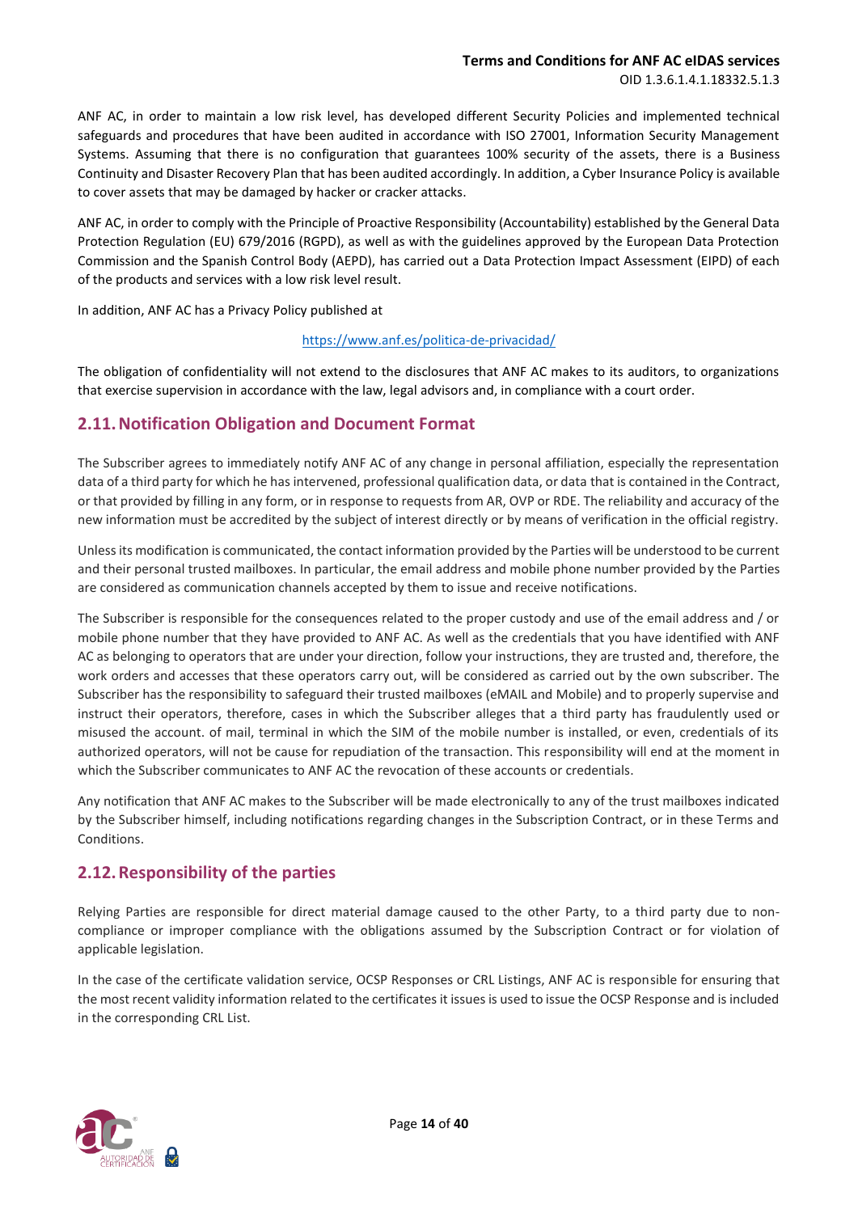ANF AC, in order to maintain a low risk level, has developed different Security Policies and implemented technical safeguards and procedures that have been audited in accordance with ISO 27001, Information Security Management Systems. Assuming that there is no configuration that guarantees 100% security of the assets, there is a Business Continuity and Disaster Recovery Plan that has been audited accordingly. In addition, a Cyber Insurance Policy is available to cover assets that may be damaged by hacker or cracker attacks.

ANF AC, in order to comply with the Principle of Proactive Responsibility (Accountability) established by the General Data Protection Regulation (EU) 679/2016 (RGPD), as well as with the guidelines approved by the European Data Protection Commission and the Spanish Control Body (AEPD), has carried out a Data Protection Impact Assessment (EIPD) of each of the products and services with a low risk level result.

In addition, ANF AC has a Privacy Policy published at

https://www.anf.es/politica-de-privacidad/

The obligation of confidentiality will not extend to the disclosures that ANF AC makes to its auditors, to organizations that exercise supervision in accordance with the law, legal advisors and, in compliance with a court order.

## 2.11. Notification Obligation and Document Format

The Subscriber agrees to immediately notify ANF AC of any change in personal affiliation, especially the representation data of a third party for which he has intervened, professional qualification data, or data that is contained in the Contract, or that provided by filling in any form, or in response to requests from AR, OVP or RDE. The reliability and accuracy of the new information must be accredited by the subject of interest directly or by means of verification in the official registry.

Unless its modification is communicated, the contact information provided by the Parties will be understood to be current and their personal trusted mailboxes. In particular, the email address and mobile phone number provided by the Parties are considered as communication channels accepted by them to issue and receive notifications.

The Subscriber is responsible for the consequences related to the proper custody and use of the email address and / or mobile phone number that they have provided to ANF AC. As well as the credentials that you have identified with ANF AC as belonging to operators that are under your direction, follow your instructions, they are trusted and, therefore, the work orders and accesses that these operators carry out, will be considered as carried out by the own subscriber. The Subscriber has the responsibility to safeguard their trusted mailboxes (eMAIL and Mobile) and to properly supervise and instruct their operators, therefore, cases in which the Subscriber alleges that a third party has fraudulently used or misused the account. of mail, terminal in which the SIM of the mobile number is installed, or even, credentials of its authorized operators, will not be cause for repudiation of the transaction. This responsibility will end at the moment in which the Subscriber communicates to ANF AC the revocation of these accounts or credentials.

Any notification that ANF AC makes to the Subscriber will be made electronically to any of the trust mailboxes indicated by the Subscriber himself, including notifications regarding changes in the Subscription Contract, or in these Terms and Conditions.

## 2.12. Responsibility of the parties

Relying Parties are responsible for direct material damage caused to the other Party, to a third party due to non-compliance or improper compliance with the obligations assumed by the Subscription Contract or for violation of applicable legislation.

In the case of the certificate validation service, OCSP Responses or CRL Listings, ANF AC is responsible for ensuring that the most recent validity information related to the certificates it issues is used to issue the OCSP Response and is included in the corresponding CRL List.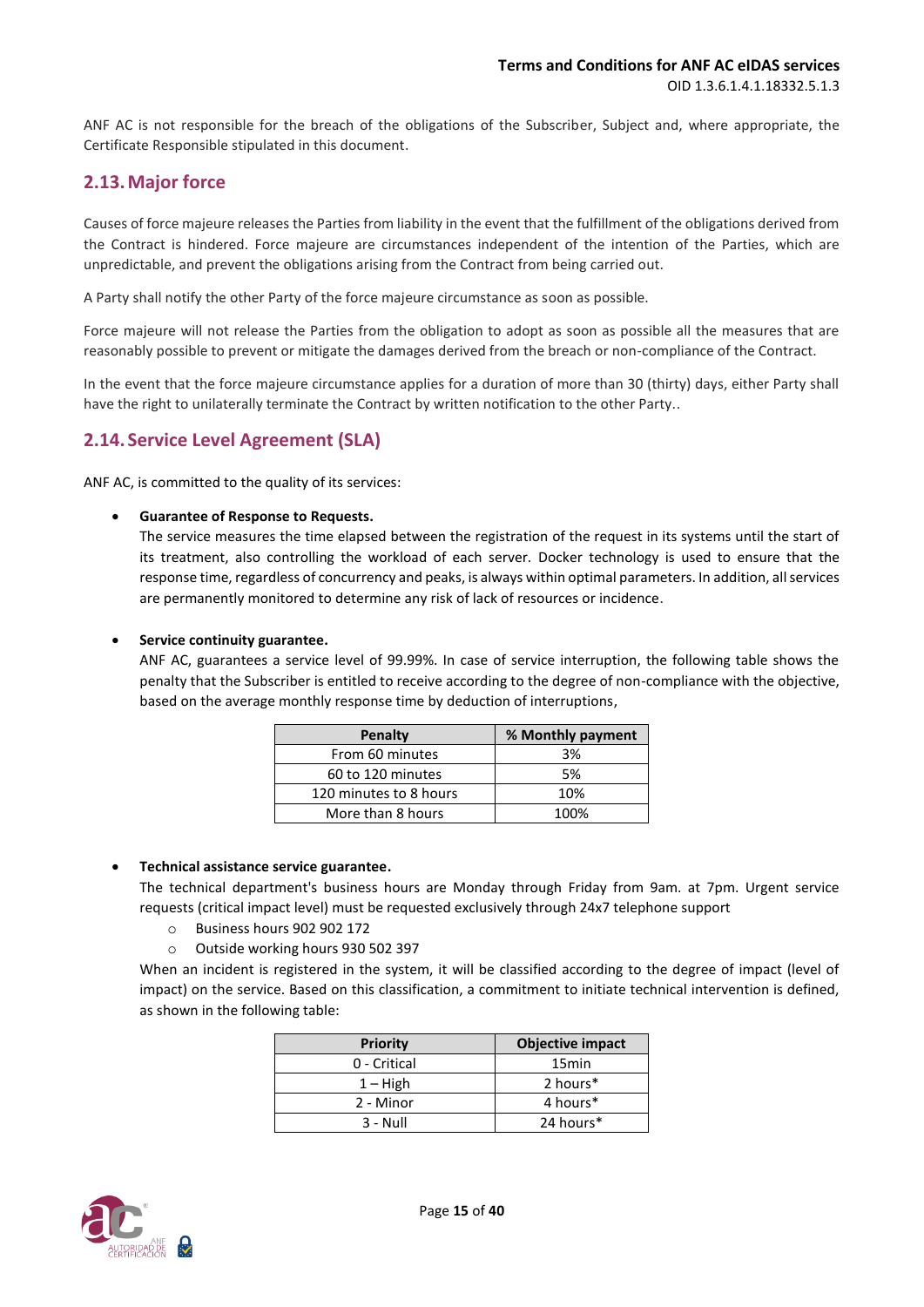ANF AC is not responsible for the breach of the obligations of the Subscriber, Subject and, where appropriate, the Certificate Responsible stipulated in this document.

## 2.13. Major force

Causes of force majeure releases the Parties from liability in the event that the fulfillment of the obligations derived from the Contract is hindered. Force majeure are circumstances independent of the intention of the Parties, which are unpredictable, and prevent the obligations arising from the Contract from being carried out.

A Party shall notify the other Party of the force majeure circumstance as soon as possible.

Force majeure will not release the Parties from the obligation to adopt as soon as possible all the measures that are reasonably possible to prevent or mitigate the damages derived from the breach or non-compliance of the Contract.

In the event that the force majeure circumstance applies for a duration of more than 30 (thirty) days, either Party shall have the right to unilaterally terminate the Contract by written notification to the other Party..

## 2.14. Service Level Agreement (SLA)

ANF AC, is committed to the quality of its services:

- **Guarantee of Response to Requests.**
  The service measures the time elapsed between the registration of the request in its systems until the start of its treatment, also controlling the workload of each server. Docker technology is used to ensure that the response time, regardless of concurrency and peaks, is always within optimal parameters. In addition, all services are permanently monitored to determine any risk of lack of resources or incidence.

- **Service continuity guarantee.**
  ANF AC, guarantees a service level of 99.99%. In case of service interruption, the following table shows the penalty that the Subscriber is entitled to receive according to the degree of non-compliance with the objective, based on the average monthly response time by deduction of interruptions,

| Penalty | % Monthly payment |
|---|---|
| From 60 minutes | 3% |
| 60 to 120 minutes | 5% |
| 120 minutes to 8 hours | 10% |
| More than 8 hours | 100% |

- **Technical assistance service guarantee.**
  The technical department's business hours are Monday through Friday from 9am. at 7pm. Urgent service requests (critical impact level) must be requested exclusively through 24x7 telephone support
  - Business hours 902 902 172
  - Outside working hours 930 502 397

  When an incident is registered in the system, it will be classified according to the degree of impact (level of impact) on the service. Based on this classification, a commitment to initiate technical intervention is defined, as shown in the following table:

| Priority | Objective impact |
|---|---|
| 0 - Critical | 15min |
| 1 – High | 2 hours* |
| 2 - Minor | 4 hours* |
| 3 - Null | 24 hours* |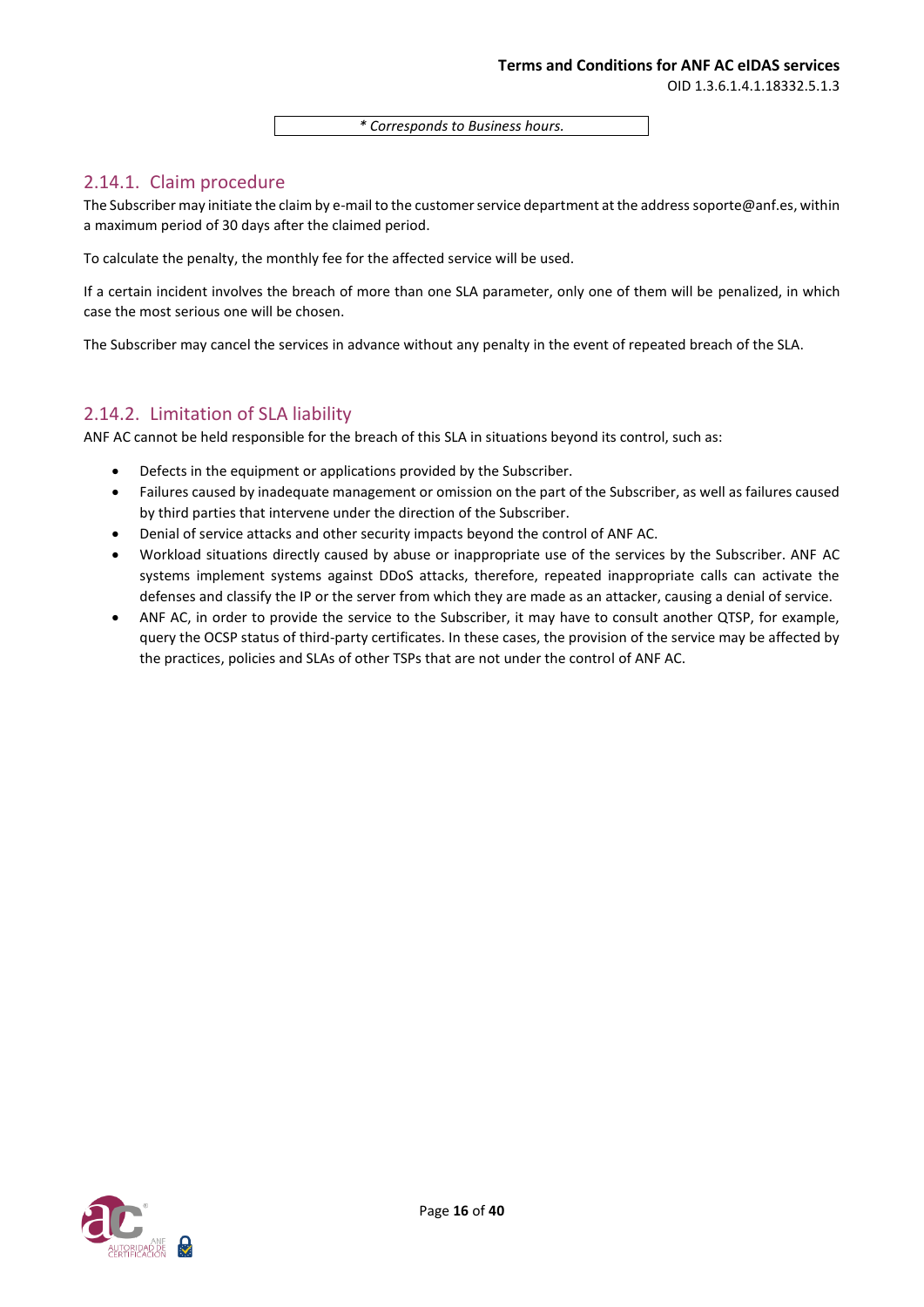*\* Corresponds to Business hours.*

### 2.14.1. Claim procedure

The Subscriber may initiate the claim by e-mail to the customer service department at the address soporte@anf.es, within a maximum period of 30 days after the claimed period.

To calculate the penalty, the monthly fee for the affected service will be used.

If a certain incident involves the breach of more than one SLA parameter, only one of them will be penalized, in which case the most serious one will be chosen.

The Subscriber may cancel the services in advance without any penalty in the event of repeated breach of the SLA.

### 2.14.2. Limitation of SLA liability

ANF AC cannot be held responsible for the breach of this SLA in situations beyond its control, such as:

- Defects in the equipment or applications provided by the Subscriber.
- Failures caused by inadequate management or omission on the part of the Subscriber, as well as failures caused by third parties that intervene under the direction of the Subscriber.
- Denial of service attacks and other security impacts beyond the control of ANF AC.
- Workload situations directly caused by abuse or inappropriate use of the services by the Subscriber. ANF AC systems implement systems against DDoS attacks, therefore, repeated inappropriate calls can activate the defenses and classify the IP or the server from which they are made as an attacker, causing a denial of service.
- ANF AC, in order to provide the service to the Subscriber, it may have to consult another QTSP, for example, query the OCSP status of third-party certificates. In these cases, the provision of the service may be affected by the practices, policies and SLAs of other TSPs that are not under the control of ANF AC.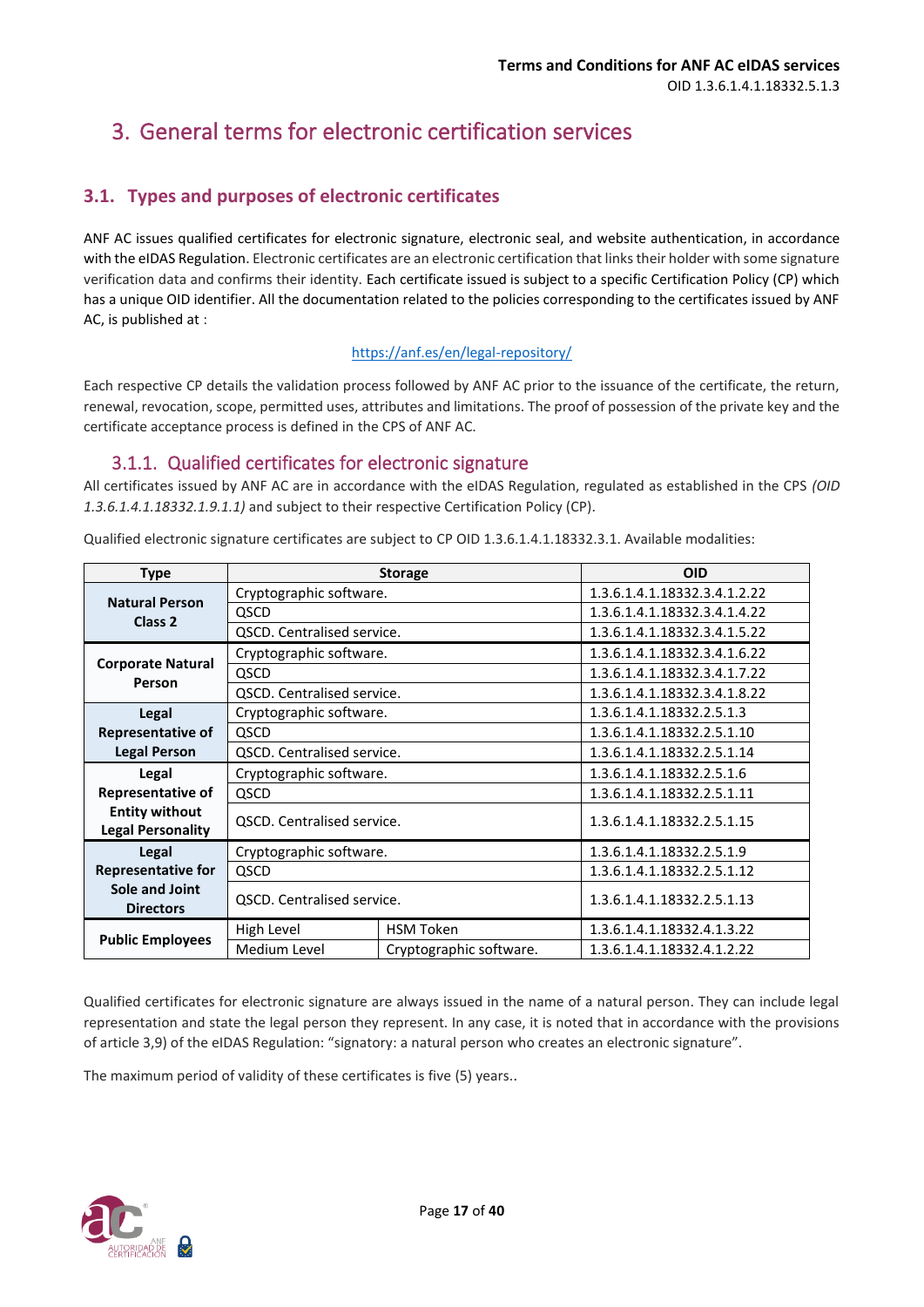# 3. General terms for electronic certification services

## 3.1. Types and purposes of electronic certificates

ANF AC issues qualified certificates for electronic signature, electronic seal, and website authentication, in accordance with the eIDAS Regulation. Electronic certificates are an electronic certification that links their holder with some signature verification data and confirms their identity. Each certificate issued is subject to a specific Certification Policy (CP) which has a unique OID identifier. All the documentation related to the policies corresponding to the certificates issued by ANF AC, is published at :

https://anf.es/en/legal-repository/

Each respective CP details the validation process followed by ANF AC prior to the issuance of the certificate, the return, renewal, revocation, scope, permitted uses, attributes and limitations. The proof of possession of the private key and the certificate acceptance process is defined in the CPS of ANF AC.

### 3.1.1. Qualified certificates for electronic signature

All certificates issued by ANF AC are in accordance with the eIDAS Regulation, regulated as established in the CPS *(OID 1.3.6.1.4.1.18332.1.9.1.1)* and subject to their respective Certification Policy (CP).

Qualified electronic signature certificates are subject to CP OID 1.3.6.1.4.1.18332.3.1. Available modalities:

| Type | Storage | | OID |
|---|---|---|---|
| **Natural Person Class 2** | Cryptographic software. | | 1.3.6.1.4.1.18332.3.4.1.2.22 |
| | QSCD | | 1.3.6.1.4.1.18332.3.4.1.4.22 |
| | QSCD. Centralised service. | | 1.3.6.1.4.1.18332.3.4.1.5.22 |
| **Corporate Natural Person** | Cryptographic software. | | 1.3.6.1.4.1.18332.3.4.1.6.22 |
| | QSCD | | 1.3.6.1.4.1.18332.3.4.1.7.22 |
| | QSCD. Centralised service. | | 1.3.6.1.4.1.18332.3.4.1.8.22 |
| **Legal Representative of Legal Person** | Cryptographic software. | | 1.3.6.1.4.1.18332.2.5.1.3 |
| | QSCD | | 1.3.6.1.4.1.18332.2.5.1.10 |
| | QSCD. Centralised service. | | 1.3.6.1.4.1.18332.2.5.1.14 |
| **Legal Representative of Entity without Legal Personality** | Cryptographic software. | | 1.3.6.1.4.1.18332.2.5.1.6 |
| | QSCD | | 1.3.6.1.4.1.18332.2.5.1.11 |
| | QSCD. Centralised service. | | 1.3.6.1.4.1.18332.2.5.1.15 |
| **Legal Representative for Sole and Joint Directors** | Cryptographic software. | | 1.3.6.1.4.1.18332.2.5.1.9 |
| | QSCD | | 1.3.6.1.4.1.18332.2.5.1.12 |
| | QSCD. Centralised service. | | 1.3.6.1.4.1.18332.2.5.1.13 |
| **Public Employees** | High Level | HSM Token | 1.3.6.1.4.1.18332.4.1.3.22 |
| | Medium Level | Cryptographic software. | 1.3.6.1.4.1.18332.4.1.2.22 |

Qualified certificates for electronic signature are always issued in the name of a natural person. They can include legal representation and state the legal person they represent. In any case, it is noted that in accordance with the provisions of article 3,9) of the eIDAS Regulation: "signatory: a natural person who creates an electronic signature".

The maximum period of validity of these certificates is five (5) years..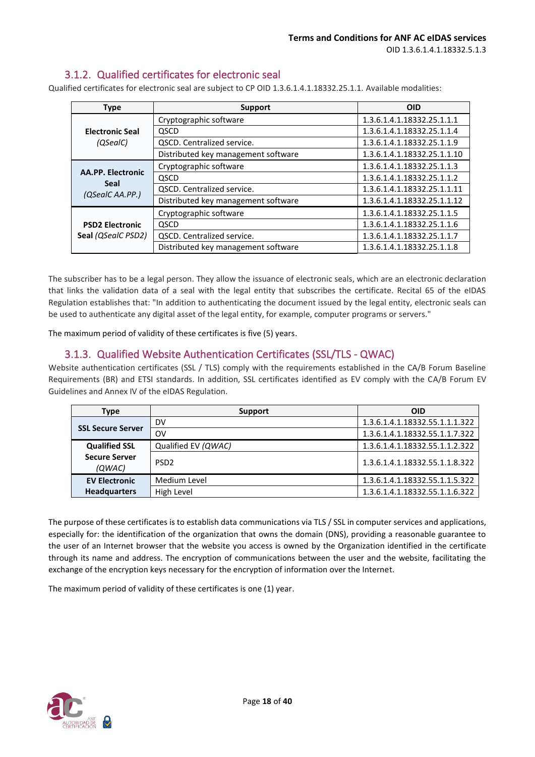### 3.1.2. Qualified certificates for electronic seal

Qualified certificates for electronic seal are subject to CP OID 1.3.6.1.4.1.18332.25.1.1. Available modalities:

| Type | Support | OID |
|---|---|---|
| **Electronic Seal** *(QSealC)* | Cryptographic software | 1.3.6.1.4.1.18332.25.1.1.1 |
| | QSCD | 1.3.6.1.4.1.18332.25.1.1.4 |
| | QSCD. Centralized service. | 1.3.6.1.4.1.18332.25.1.1.9 |
| | Distributed key management software | 1.3.6.1.4.1.18332.25.1.1.10 |
| **AA.PP. Electronic Seal** *(QSealC AA.PP.)* | Cryptographic software | 1.3.6.1.4.1.18332.25.1.1.3 |
| | QSCD | 1.3.6.1.4.1.18332.25.1.1.2 |
| | QSCD. Centralized service. | 1.3.6.1.4.1.18332.25.1.1.11 |
| | Distributed key management software | 1.3.6.1.4.1.18332.25.1.1.12 |
| **PSD2 Electronic Seal** *(QSealC PSD2)* | Cryptographic software | 1.3.6.1.4.1.18332.25.1.1.5 |
| | QSCD | 1.3.6.1.4.1.18332.25.1.1.6 |
| | QSCD. Centralized service. | 1.3.6.1.4.1.18332.25.1.1.7 |
| | Distributed key management software | 1.3.6.1.4.1.18332.25.1.1.8 |

The subscriber has to be a legal person. They allow the issuance of electronic seals, which are an electronic declaration that links the validation data of a seal with the legal entity that subscribes the certificate. Recital 65 of the eIDAS Regulation establishes that: "In addition to authenticating the document issued by the legal entity, electronic seals can be used to authenticate any digital asset of the legal entity, for example, computer programs or servers."

The maximum period of validity of these certificates is five (5) years.

### 3.1.3. Qualified Website Authentication Certificates (SSL/TLS - QWAC)

Website authentication certificates (SSL / TLS) comply with the requirements established in the CA/B Forum Baseline Requirements (BR) and ETSI standards. In addition, SSL certificates identified as EV comply with the CA/B Forum EV Guidelines and Annex IV of the eIDAS Regulation.

| Type | Support | OID |
|---|---|---|
| **SSL Secure Server** | DV | 1.3.6.1.4.1.18332.55.1.1.1.322 |
| | OV | 1.3.6.1.4.1.18332.55.1.1.7.322 |
| **Qualified SSL Secure Server** *(QWAC)* | Qualified EV *(QWAC)* | 1.3.6.1.4.1.18332.55.1.1.2.322 |
| | PSD2 | 1.3.6.1.4.1.18332.55.1.1.8.322 |
| **EV Electronic Headquarters** | Medium Level | 1.3.6.1.4.1.18332.55.1.1.5.322 |
| | High Level | 1.3.6.1.4.1.18332.55.1.1.6.322 |

The purpose of these certificates is to establish data communications via TLS / SSL in computer services and applications, especially for: the identification of the organization that owns the domain (DNS), providing a reasonable guarantee to the user of an Internet browser that the website you access is owned by the Organization identified in the certificate through its name and address. The encryption of communications between the user and the website, facilitating the exchange of the encryption keys necessary for the encryption of information over the Internet.

The maximum period of validity of these certificates is one (1) year.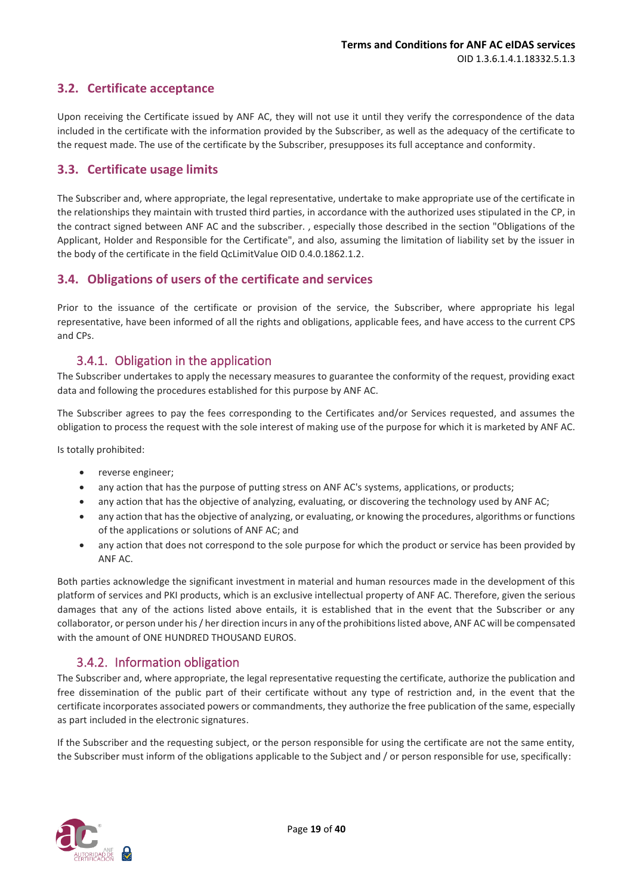## 3.2. Certificate acceptance

Upon receiving the Certificate issued by ANF AC, they will not use it until they verify the correspondence of the data included in the certificate with the information provided by the Subscriber, as well as the adequacy of the certificate to the request made. The use of the certificate by the Subscriber, presupposes its full acceptance and conformity.

## 3.3. Certificate usage limits

The Subscriber and, where appropriate, the legal representative, undertake to make appropriate use of the certificate in the relationships they maintain with trusted third parties, in accordance with the authorized uses stipulated in the CP, in the contract signed between ANF AC and the subscriber. , especially those described in the section "Obligations of the Applicant, Holder and Responsible for the Certificate", and also, assuming the limitation of liability set by the issuer in the body of the certificate in the field QcLimitValue OID 0.4.0.1862.1.2.

## 3.4. Obligations of users of the certificate and services

Prior to the issuance of the certificate or provision of the service, the Subscriber, where appropriate his legal representative, have been informed of all the rights and obligations, applicable fees, and have access to the current CPS and CPs.

### 3.4.1. Obligation in the application

The Subscriber undertakes to apply the necessary measures to guarantee the conformity of the request, providing exact data and following the procedures established for this purpose by ANF AC.

The Subscriber agrees to pay the fees corresponding to the Certificates and/or Services requested, and assumes the obligation to process the request with the sole interest of making use of the purpose for which it is marketed by ANF AC.

Is totally prohibited:

- reverse engineer;
- any action that has the purpose of putting stress on ANF AC's systems, applications, or products;
- any action that has the objective of analyzing, evaluating, or discovering the technology used by ANF AC;
- any action that has the objective of analyzing, or evaluating, or knowing the procedures, algorithms or functions of the applications or solutions of ANF AC; and
- any action that does not correspond to the sole purpose for which the product or service has been provided by ANF AC.

Both parties acknowledge the significant investment in material and human resources made in the development of this platform of services and PKI products, which is an exclusive intellectual property of ANF AC. Therefore, given the serious damages that any of the actions listed above entails, it is established that in the event that the Subscriber or any collaborator, or person under his / her direction incurs in any of the prohibitions listed above, ANF AC will be compensated with the amount of ONE HUNDRED THOUSAND EUROS.

### 3.4.2. Information obligation

The Subscriber and, where appropriate, the legal representative requesting the certificate, authorize the publication and free dissemination of the public part of their certificate without any type of restriction and, in the event that the certificate incorporates associated powers or commandments, they authorize the free publication of the same, especially as part included in the electronic signatures.

If the Subscriber and the requesting subject, or the person responsible for using the certificate are not the same entity, the Subscriber must inform of the obligations applicable to the Subject and / or person responsible for use, specifically: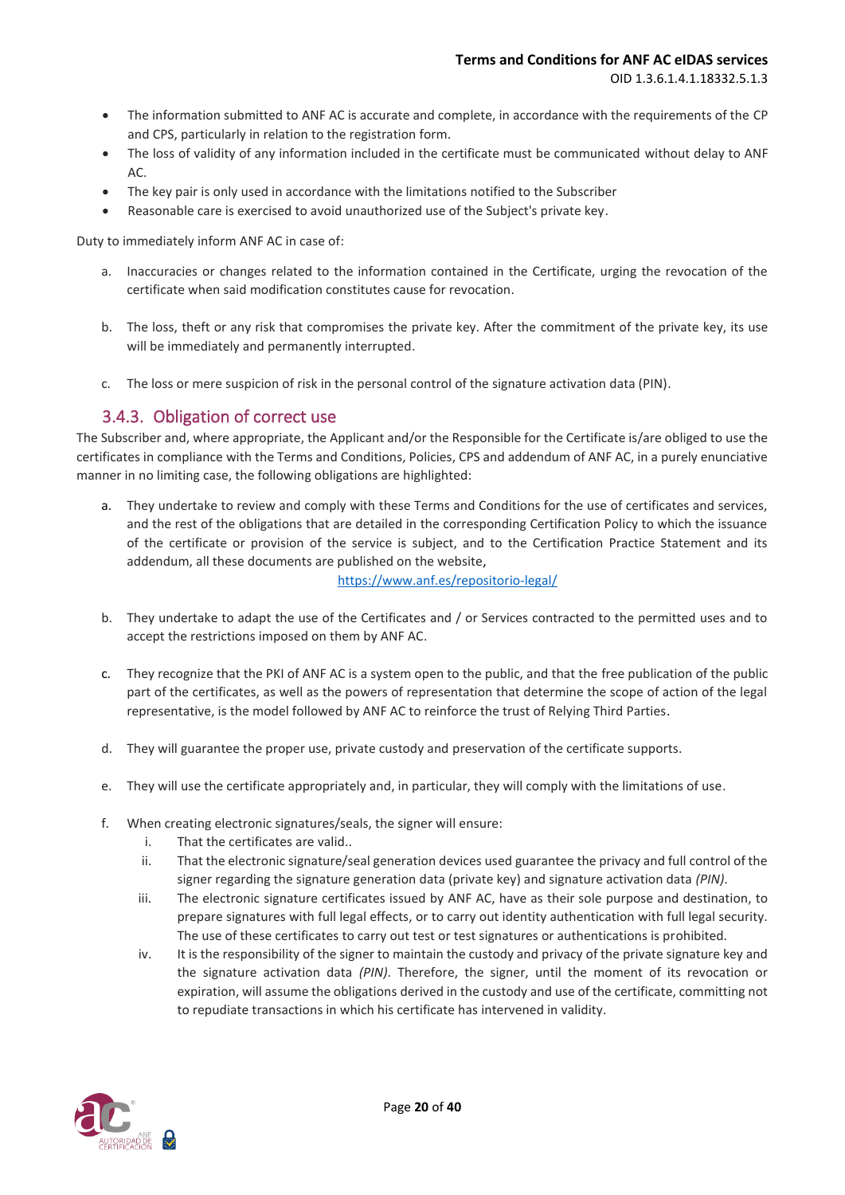- The information submitted to ANF AC is accurate and complete, in accordance with the requirements of the CP and CPS, particularly in relation to the registration form.
- The loss of validity of any information included in the certificate must be communicated without delay to ANF AC.
- The key pair is only used in accordance with the limitations notified to the Subscriber
- Reasonable care is exercised to avoid unauthorized use of the Subject's private key.

Duty to immediately inform ANF AC in case of:

a. Inaccuracies or changes related to the information contained in the Certificate, urging the revocation of the certificate when said modification constitutes cause for revocation.

b. The loss, theft or any risk that compromises the private key. After the commitment of the private key, its use will be immediately and permanently interrupted.

c. The loss or mere suspicion of risk in the personal control of the signature activation data (PIN).

### 3.4.3. Obligation of correct use

The Subscriber and, where appropriate, the Applicant and/or the Responsible for the Certificate is/are obliged to use the certificates in compliance with the Terms and Conditions, Policies, CPS and addendum of ANF AC, in a purely enunciative manner in no limiting case, the following obligations are highlighted:

a. They undertake to review and comply with these Terms and Conditions for the use of certificates and services, and the rest of the obligations that are detailed in the corresponding Certification Policy to which the issuance of the certificate or provision of the service is subject, and to the Certification Practice Statement and its addendum, all these documents are published on the website,
https://www.anf.es/repositorio-legal/

b. They undertake to adapt the use of the Certificates and / or Services contracted to the permitted uses and to accept the restrictions imposed on them by ANF AC.

c. They recognize that the PKI of ANF AC is a system open to the public, and that the free publication of the public part of the certificates, as well as the powers of representation that determine the scope of action of the legal representative, is the model followed by ANF AC to reinforce the trust of Relying Third Parties.

d. They will guarantee the proper use, private custody and preservation of the certificate supports.

e. They will use the certificate appropriately and, in particular, they will comply with the limitations of use.

f. When creating electronic signatures/seals, the signer will ensure:
   i. That the certificates are valid..
   ii. That the electronic signature/seal generation devices used guarantee the privacy and full control of the signer regarding the signature generation data (private key) and signature activation data *(PIN)*.
   iii. The electronic signature certificates issued by ANF AC, have as their sole purpose and destination, to prepare signatures with full legal effects, or to carry out identity authentication with full legal security. The use of these certificates to carry out test or test signatures or authentications is prohibited.
   iv. It is the responsibility of the signer to maintain the custody and privacy of the private signature key and the signature activation data *(PIN)*. Therefore, the signer, until the moment of its revocation or expiration, will assume the obligations derived in the custody and use of the certificate, committing not to repudiate transactions in which his certificate has intervened in validity.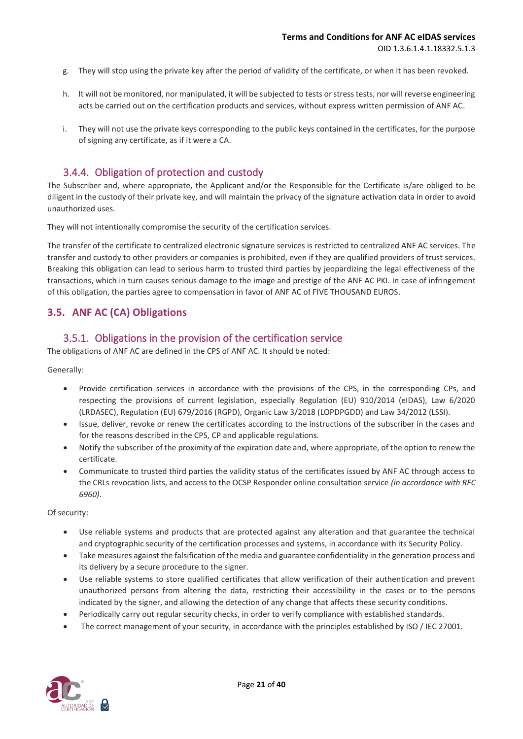g. They will stop using the private key after the period of validity of the certificate, or when it has been revoked.

h. It will not be monitored, nor manipulated, it will be subjected to tests or stress tests, nor will reverse engineering acts be carried out on the certification products and services, without express written permission of ANF AC.

i. They will not use the private keys corresponding to the public keys contained in the certificates, for the purpose of signing any certificate, as if it were a CA.

### 3.4.4. Obligation of protection and custody

The Subscriber and, where appropriate, the Applicant and/or the Responsible for the Certificate is/are obliged to be diligent in the custody of their private key, and will maintain the privacy of the signature activation data in order to avoid unauthorized uses.

They will not intentionally compromise the security of the certification services.

The transfer of the certificate to centralized electronic signature services is restricted to centralized ANF AC services. The transfer and custody to other providers or companies is prohibited, even if they are qualified providers of trust services. Breaking this obligation can lead to serious harm to trusted third parties by jeopardizing the legal effectiveness of the transactions, which in turn causes serious damage to the image and prestige of the ANF AC PKI. In case of infringement of this obligation, the parties agree to compensation in favor of ANF AC of FIVE THOUSAND EUROS.

## 3.5. ANF AC (CA) Obligations

### 3.5.1. Obligations in the provision of the certification service

The obligations of ANF AC are defined in the CPS of ANF AC. It should be noted:

Generally:

- Provide certification services in accordance with the provisions of the CPS, in the corresponding CPs, and respecting the provisions of current legislation, especially Regulation (EU) 910/2014 (eIDAS), Law 6/2020 (LRDASEC), Regulation (EU) 679/2016 (RGPD), Organic Law 3/2018 (LOPDPGDD) and Law 34/2012 (LSSI).
- Issue, deliver, revoke or renew the certificates according to the instructions of the subscriber in the cases and for the reasons described in the CPS, CP and applicable regulations.
- Notify the subscriber of the proximity of the expiration date and, where appropriate, of the option to renew the certificate.
- Communicate to trusted third parties the validity status of the certificates issued by ANF AC through access to the CRLs revocation lists, and access to the OCSP Responder online consultation service *(in accordance with RFC 6960)*.

Of security:

- Use reliable systems and products that are protected against any alteration and that guarantee the technical and cryptographic security of the certification processes and systems, in accordance with its Security Policy.
- Take measures against the falsification of the media and guarantee confidentiality in the generation process and its delivery by a secure procedure to the signer.
- Use reliable systems to store qualified certificates that allow verification of their authentication and prevent unauthorized persons from altering the data, restricting their accessibility in the cases or to the persons indicated by the signer, and allowing the detection of any change that affects these security conditions.
- Periodically carry out regular security checks, in order to verify compliance with established standards.
- The correct management of your security, in accordance with the principles established by ISO / IEC 27001.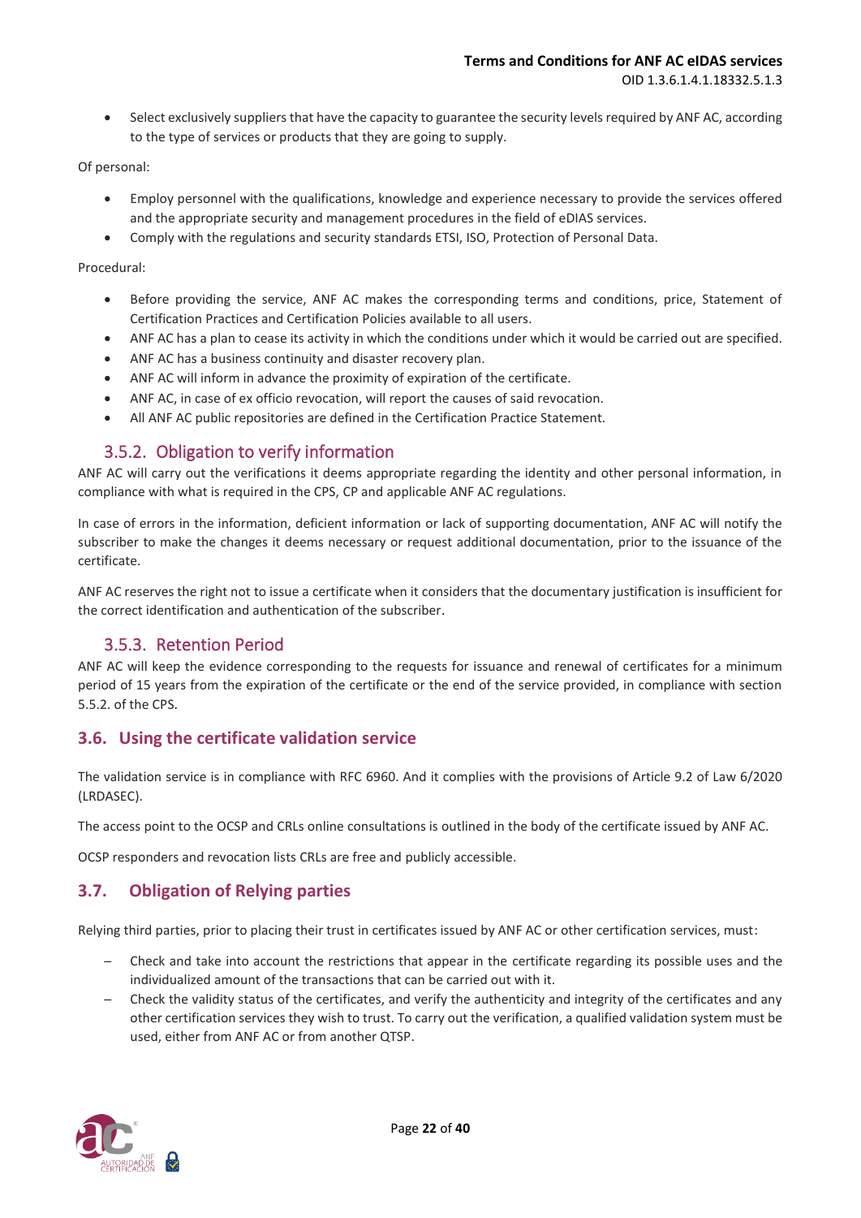- Select exclusively suppliers that have the capacity to guarantee the security levels required by ANF AC, according to the type of services or products that they are going to supply.

Of personal:

- Employ personnel with the qualifications, knowledge and experience necessary to provide the services offered and the appropriate security and management procedures in the field of eDIAS services.
- Comply with the regulations and security standards ETSI, ISO, Protection of Personal Data.

Procedural:

- Before providing the service, ANF AC makes the corresponding terms and conditions, price, Statement of Certification Practices and Certification Policies available to all users.
- ANF AC has a plan to cease its activity in which the conditions under which it would be carried out are specified.
- ANF AC has a business continuity and disaster recovery plan.
- ANF AC will inform in advance the proximity of expiration of the certificate.
- ANF AC, in case of ex officio revocation, will report the causes of said revocation.
- All ANF AC public repositories are defined in the Certification Practice Statement.

### 3.5.2. Obligation to verify information

ANF AC will carry out the verifications it deems appropriate regarding the identity and other personal information, in compliance with what is required in the CPS, CP and applicable ANF AC regulations.

In case of errors in the information, deficient information or lack of supporting documentation, ANF AC will notify the subscriber to make the changes it deems necessary or request additional documentation, prior to the issuance of the certificate.

ANF AC reserves the right not to issue a certificate when it considers that the documentary justification is insufficient for the correct identification and authentication of the subscriber.

### 3.5.3. Retention Period

ANF AC will keep the evidence corresponding to the requests for issuance and renewal of certificates for a minimum period of 15 years from the expiration of the certificate or the end of the service provided, in compliance with section 5.5.2. of the CPS.

## 3.6. Using the certificate validation service

The validation service is in compliance with RFC 6960. And it complies with the provisions of Article 9.2 of Law 6/2020 (LRDASEC).

The access point to the OCSP and CRLs online consultations is outlined in the body of the certificate issued by ANF AC.

OCSP responders and revocation lists CRLs are free and publicly accessible.

## 3.7. Obligation of Relying parties

Relying third parties, prior to placing their trust in certificates issued by ANF AC or other certification services, must:

- Check and take into account the restrictions that appear in the certificate regarding its possible uses and the individualized amount of the transactions that can be carried out with it.
- Check the validity status of the certificates, and verify the authenticity and integrity of the certificates and any other certification services they wish to trust. To carry out the verification, a qualified validation system must be used, either from ANF AC or from another QTSP.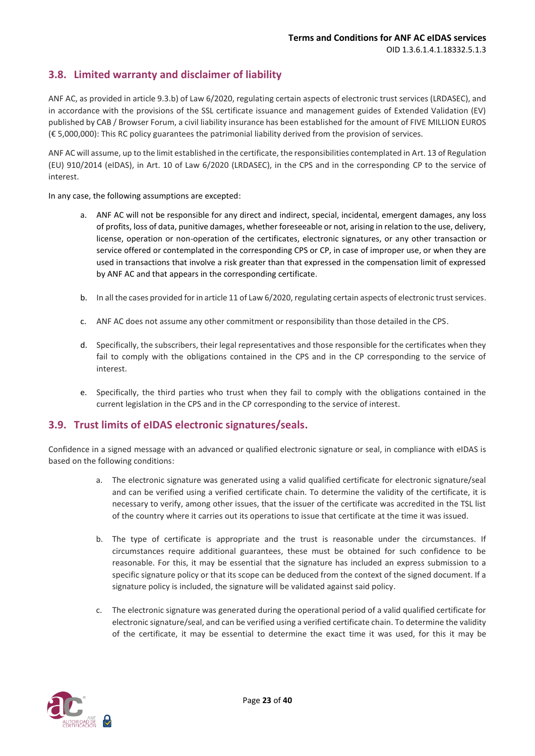## 3.8. Limited warranty and disclaimer of liability

ANF AC, as provided in article 9.3.b) of Law 6/2020, regulating certain aspects of electronic trust services (LRDASEC), and in accordance with the provisions of the SSL certificate issuance and management guides of Extended Validation (EV) published by CAB / Browser Forum, a civil liability insurance has been established for the amount of FIVE MILLION EUROS (€ 5,000,000): This RC policy guarantees the patrimonial liability derived from the provision of services.

ANF AC will assume, up to the limit established in the certificate, the responsibilities contemplated in Art. 13 of Regulation (EU) 910/2014 (eIDAS), in Art. 10 of Law 6/2020 (LRDASEC), in the CPS and in the corresponding CP to the service of interest.

In any case, the following assumptions are excepted:

a. ANF AC will not be responsible for any direct and indirect, special, incidental, emergent damages, any loss of profits, loss of data, punitive damages, whether foreseeable or not, arising in relation to the use, delivery, license, operation or non-operation of the certificates, electronic signatures, or any other transaction or service offered or contemplated in the corresponding CPS or CP, in case of improper use, or when they are used in transactions that involve a risk greater than that expressed in the compensation limit of expressed by ANF AC and that appears in the corresponding certificate.

b. In all the cases provided for in article 11 of Law 6/2020, regulating certain aspects of electronic trust services.

c. ANF AC does not assume any other commitment or responsibility than those detailed in the CPS.

d. Specifically, the subscribers, their legal representatives and those responsible for the certificates when they fail to comply with the obligations contained in the CPS and in the CP corresponding to the service of interest.

e. Specifically, the third parties who trust when they fail to comply with the obligations contained in the current legislation in the CPS and in the CP corresponding to the service of interest.

## 3.9. Trust limits of eIDAS electronic signatures/seals.

Confidence in a signed message with an advanced or qualified electronic signature or seal, in compliance with eIDAS is based on the following conditions:

a. The electronic signature was generated using a valid qualified certificate for electronic signature/seal and can be verified using a verified certificate chain. To determine the validity of the certificate, it is necessary to verify, among other issues, that the issuer of the certificate was accredited in the TSL list of the country where it carries out its operations to issue that certificate at the time it was issued.

b. The type of certificate is appropriate and the trust is reasonable under the circumstances. If circumstances require additional guarantees, these must be obtained for such confidence to be reasonable. For this, it may be essential that the signature has included an express submission to a specific signature policy or that its scope can be deduced from the context of the signed document. If a signature policy is included, the signature will be validated against said policy.

c. The electronic signature was generated during the operational period of a valid qualified certificate for electronic signature/seal, and can be verified using a verified certificate chain. To determine the validity of the certificate, it may be essential to determine the exact time it was used, for this it may be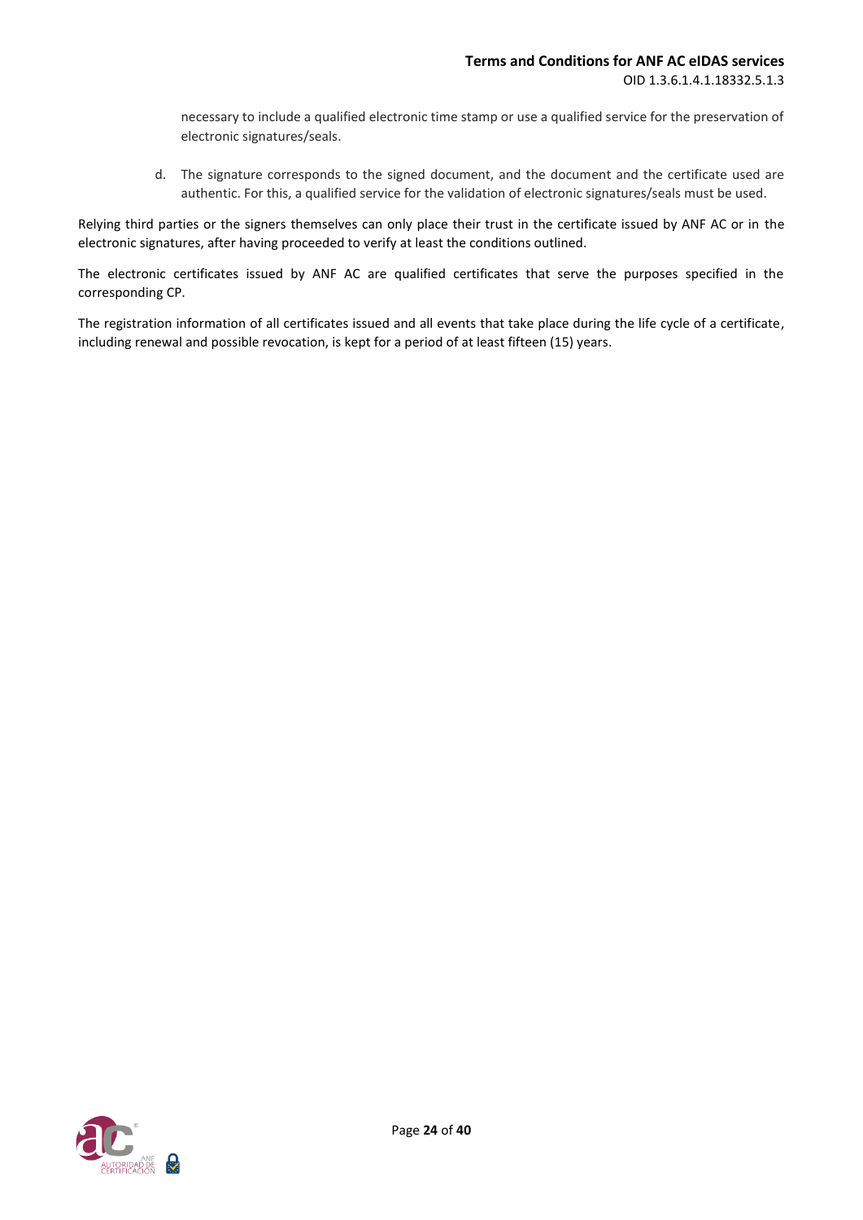necessary to include a qualified electronic time stamp or use a qualified service for the preservation of electronic signatures/seals.

d. The signature corresponds to the signed document, and the document and the certificate used are authentic. For this, a qualified service for the validation of electronic signatures/seals must be used.

Relying third parties or the signers themselves can only place their trust in the certificate issued by ANF AC or in the electronic signatures, after having proceeded to verify at least the conditions outlined.

The electronic certificates issued by ANF AC are qualified certificates that serve the purposes specified in the corresponding CP.

The registration information of all certificates issued and all events that take place during the life cycle of a certificate, including renewal and possible revocation, is kept for a period of at least fifteen (15) years.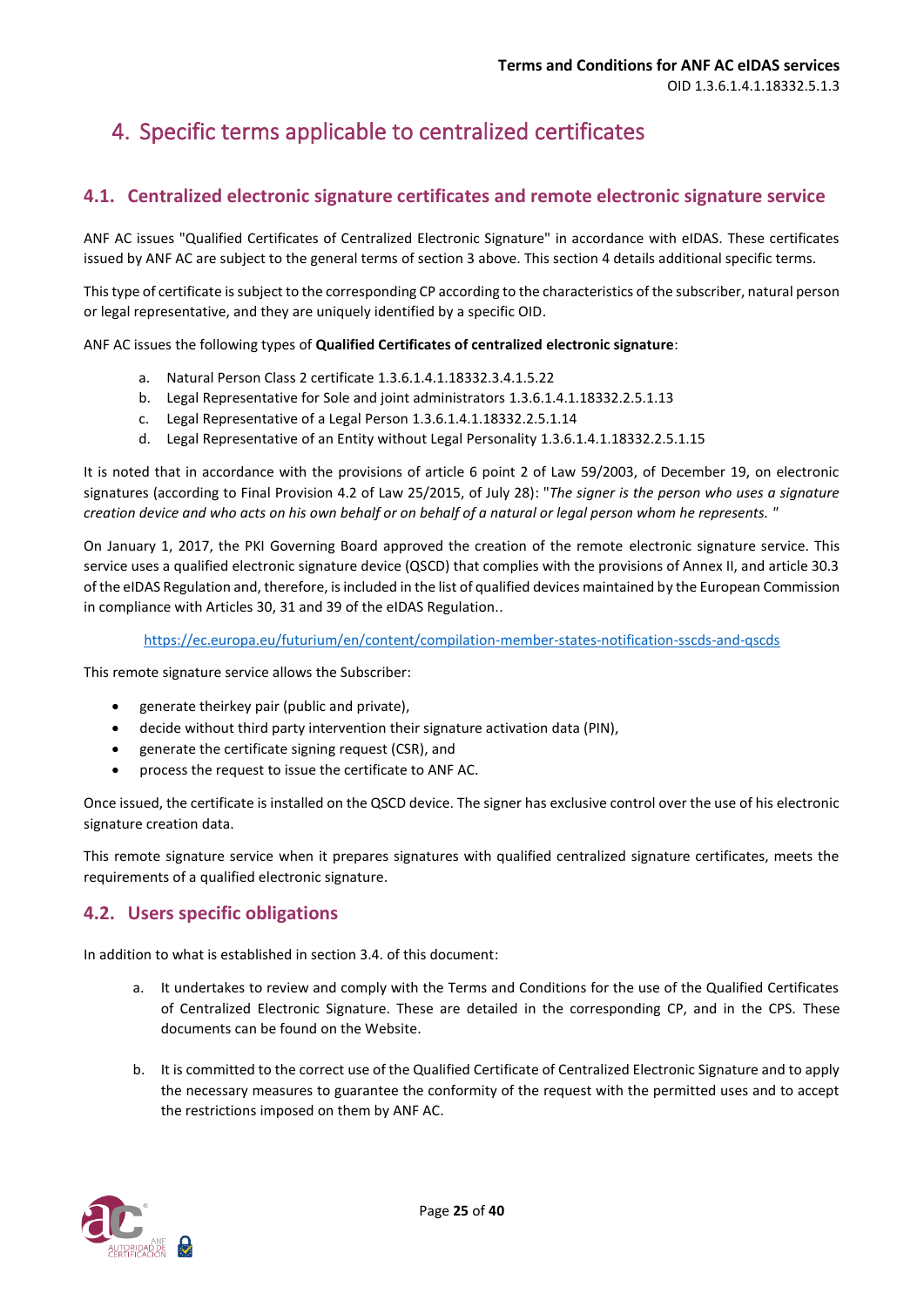# 4. Specific terms applicable to centralized certificates

## 4.1. Centralized electronic signature certificates and remote electronic signature service

ANF AC issues "Qualified Certificates of Centralized Electronic Signature" in accordance with eIDAS. These certificates issued by ANF AC are subject to the general terms of section 3 above. This section 4 details additional specific terms.

This type of certificate is subject to the corresponding CP according to the characteristics of the subscriber, natural person or legal representative, and they are uniquely identified by a specific OID.

ANF AC issues the following types of **Qualified Certificates of centralized electronic signature**:

a. Natural Person Class 2 certificate 1.3.6.1.4.1.18332.3.4.1.5.22
b. Legal Representative for Sole and joint administrators 1.3.6.1.4.1.18332.2.5.1.13
c. Legal Representative of a Legal Person 1.3.6.1.4.1.18332.2.5.1.14
d. Legal Representative of an Entity without Legal Personality 1.3.6.1.4.1.18332.2.5.1.15

It is noted that in accordance with the provisions of article 6 point 2 of Law 59/2003, of December 19, on electronic signatures (according to Final Provision 4.2 of Law 25/2015, of July 28): "*The signer is the person who uses a signature creation device and who acts on his own behalf or on behalf of a natural or legal person whom he represents.* "

On January 1, 2017, the PKI Governing Board approved the creation of the remote electronic signature service. This service uses a qualified electronic signature device (QSCD) that complies with the provisions of Annex II, and article 30.3 of the eIDAS Regulation and, therefore, is included in the list of qualified devices maintained by the European Commission in compliance with Articles 30, 31 and 39 of the eIDAS Regulation..

https://ec.europa.eu/futurium/en/content/compilation-member-states-notification-sscds-and-qscds

This remote signature service allows the Subscriber:

- generate theirkey pair (public and private),
- decide without third party intervention their signature activation data (PIN),
- generate the certificate signing request (CSR), and
- process the request to issue the certificate to ANF AC.

Once issued, the certificate is installed on the QSCD device. The signer has exclusive control over the use of his electronic signature creation data.

This remote signature service when it prepares signatures with qualified centralized signature certificates, meets the requirements of a qualified electronic signature.

## 4.2. Users specific obligations

In addition to what is established in section 3.4. of this document:

a. It undertakes to review and comply with the Terms and Conditions for the use of the Qualified Certificates of Centralized Electronic Signature. These are detailed in the corresponding CP, and in the CPS. These documents can be found on the Website.

b. It is committed to the correct use of the Qualified Certificate of Centralized Electronic Signature and to apply the necessary measures to guarantee the conformity of the request with the permitted uses and to accept the restrictions imposed on them by ANF AC.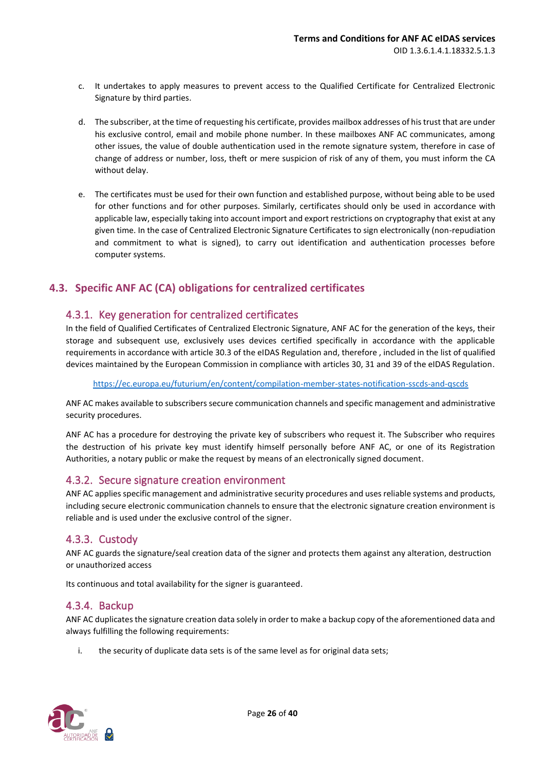c. It undertakes to apply measures to prevent access to the Qualified Certificate for Centralized Electronic Signature by third parties.

d. The subscriber, at the time of requesting his certificate, provides mailbox addresses of his trust that are under his exclusive control, email and mobile phone number. In these mailboxes ANF AC communicates, among other issues, the value of double authentication used in the remote signature system, therefore in case of change of address or number, loss, theft or mere suspicion of risk of any of them, you must inform the CA without delay.

e. The certificates must be used for their own function and established purpose, without being able to be used for other functions and for other purposes. Similarly, certificates should only be used in accordance with applicable law, especially taking into account import and export restrictions on cryptography that exist at any given time. In the case of Centralized Electronic Signature Certificates to sign electronically (non-repudiation and commitment to what is signed), to carry out identification and authentication processes before computer systems.

## 4.3. Specific ANF AC (CA) obligations for centralized certificates

### 4.3.1. Key generation for centralized certificates

In the field of Qualified Certificates of Centralized Electronic Signature, ANF AC for the generation of the keys, their storage and subsequent use, exclusively uses devices certified specifically in accordance with the applicable requirements in accordance with article 30.3 of the eIDAS Regulation and, therefore , included in the list of qualified devices maintained by the European Commission in compliance with articles 30, 31 and 39 of the eIDAS Regulation.

https://ec.europa.eu/futurium/en/content/compilation-member-states-notification-sscds-and-qscds

ANF AC makes available to subscribers secure communication channels and specific management and administrative security procedures.

ANF AC has a procedure for destroying the private key of subscribers who request it. The Subscriber who requires the destruction of his private key must identify himself personally before ANF AC, or one of its Registration Authorities, a notary public or make the request by means of an electronically signed document.

### 4.3.2. Secure signature creation environment

ANF AC applies specific management and administrative security procedures and uses reliable systems and products, including secure electronic communication channels to ensure that the electronic signature creation environment is reliable and is used under the exclusive control of the signer.

### 4.3.3. Custody

ANF AC guards the signature/seal creation data of the signer and protects them against any alteration, destruction or unauthorized access

Its continuous and total availability for the signer is guaranteed.

### 4.3.4. Backup

ANF AC duplicates the signature creation data solely in order to make a backup copy of the aforementioned data and always fulfilling the following requirements:

i. the security of duplicate data sets is of the same level as for original data sets;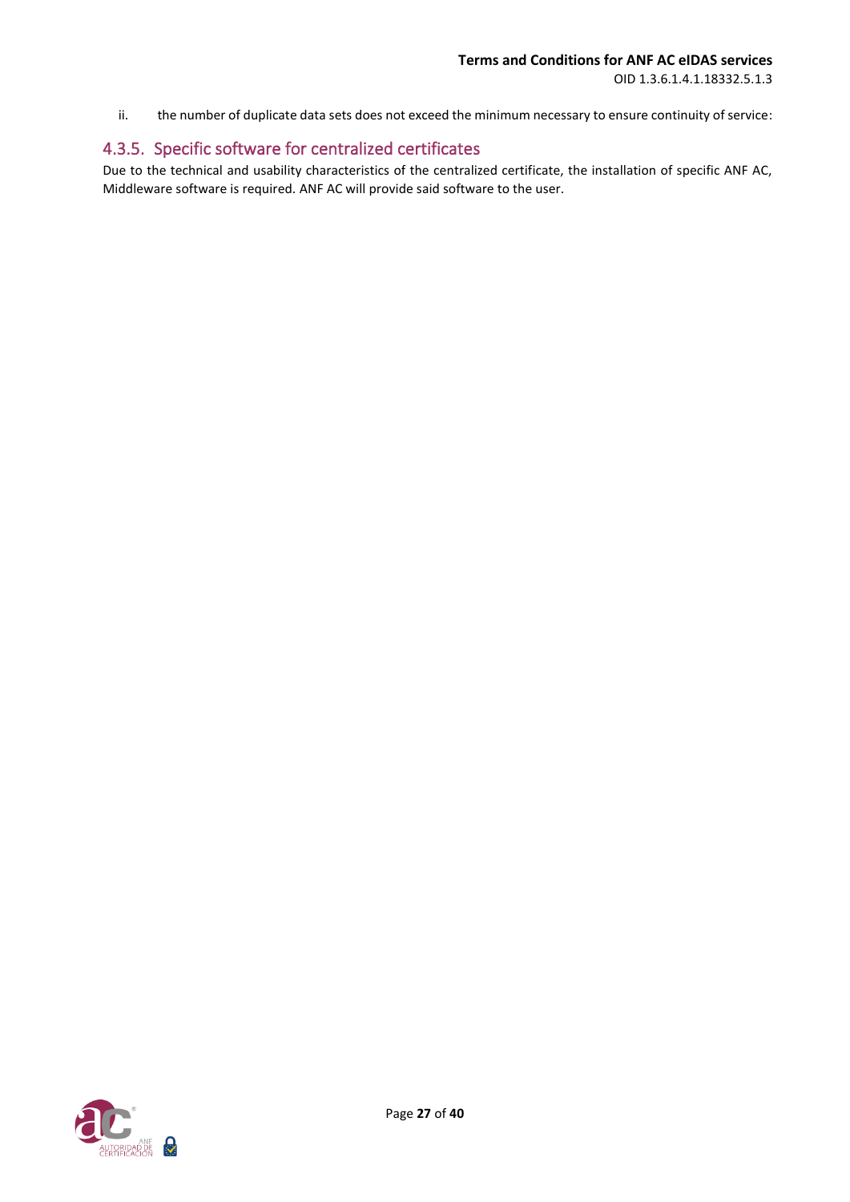ii. the number of duplicate data sets does not exceed the minimum necessary to ensure continuity of service:

### 4.3.5. Specific software for centralized certificates

Due to the technical and usability characteristics of the centralized certificate, the installation of specific ANF AC, Middleware software is required. ANF AC will provide said software to the user.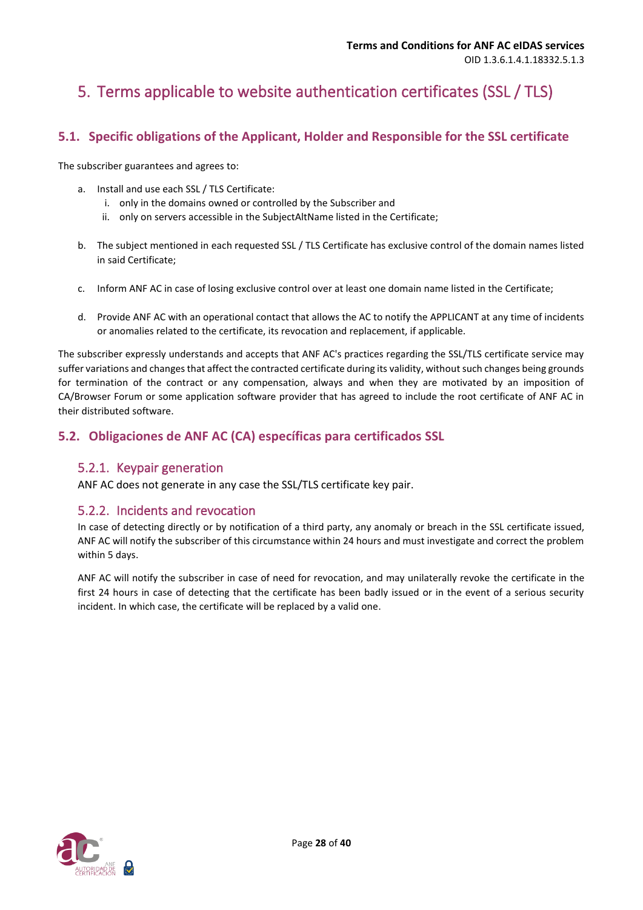# 5. Terms applicable to website authentication certificates (SSL / TLS)

## 5.1. Specific obligations of the Applicant, Holder and Responsible for the SSL certificate

The subscriber guarantees and agrees to:

a. Install and use each SSL / TLS Certificate:
   i. only in the domains owned or controlled by the Subscriber and
   ii. only on servers accessible in the SubjectAltName listed in the Certificate;

b. The subject mentioned in each requested SSL / TLS Certificate has exclusive control of the domain names listed in said Certificate;

c. Inform ANF AC in case of losing exclusive control over at least one domain name listed in the Certificate;

d. Provide ANF AC with an operational contact that allows the AC to notify the APPLICANT at any time of incidents or anomalies related to the certificate, its revocation and replacement, if applicable.

The subscriber expressly understands and accepts that ANF AC's practices regarding the SSL/TLS certificate service may suffer variations and changes that affect the contracted certificate during its validity, without such changes being grounds for termination of the contract or any compensation, always and when they are motivated by an imposition of CA/Browser Forum or some application software provider that has agreed to include the root certificate of ANF AC in their distributed software.

## 5.2. Obligaciones de ANF AC (CA) específicas para certificados SSL

### 5.2.1. Keypair generation

ANF AC does not generate in any case the SSL/TLS certificate key pair.

### 5.2.2. Incidents and revocation

In case of detecting directly or by notification of a third party, any anomaly or breach in the SSL certificate issued, ANF AC will notify the subscriber of this circumstance within 24 hours and must investigate and correct the problem within 5 days.

ANF AC will notify the subscriber in case of need for revocation, and may unilaterally revoke the certificate in the first 24 hours in case of detecting that the certificate has been badly issued or in the event of a serious security incident. In which case, the certificate will be replaced by a valid one.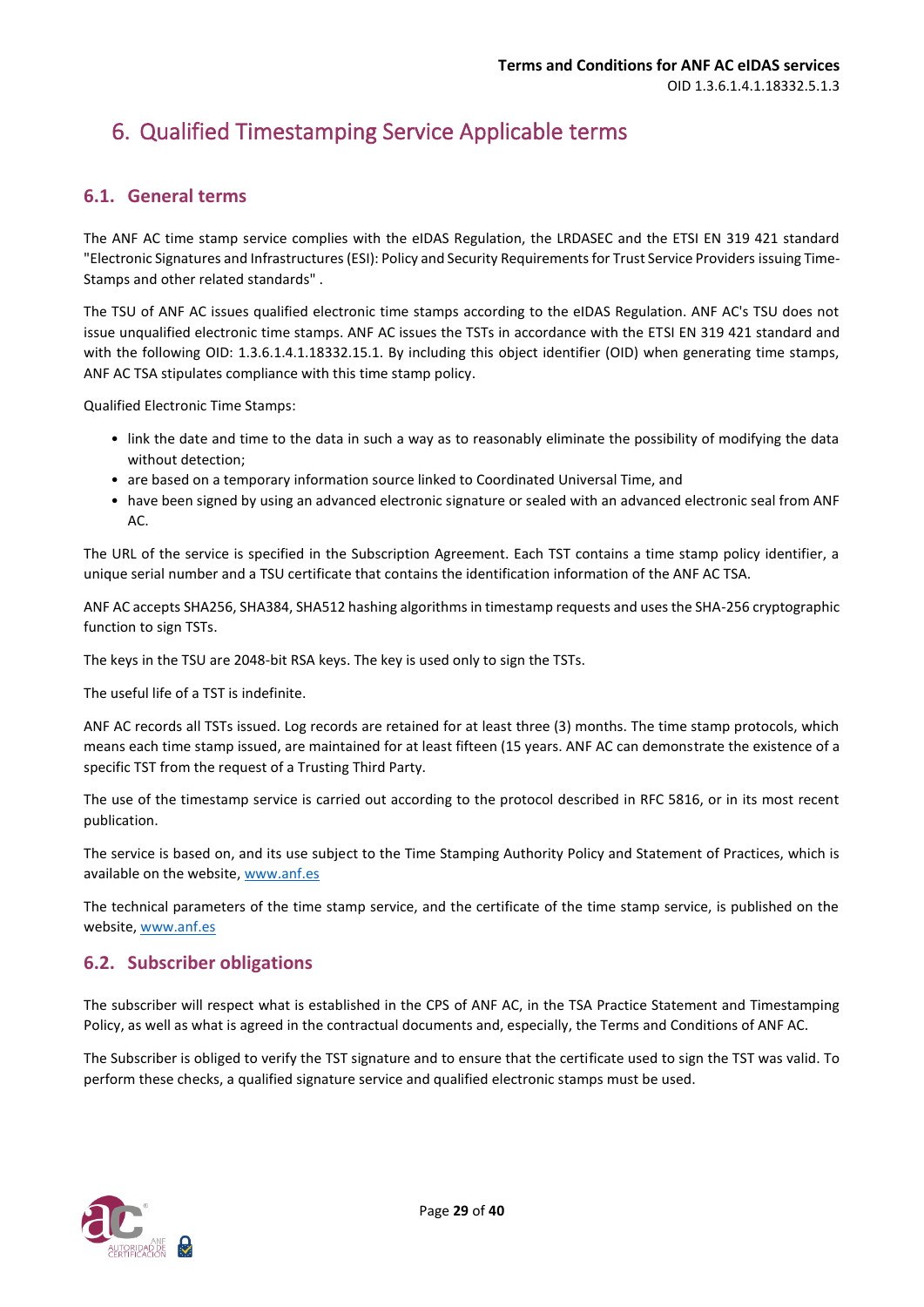# 6. Qualified Timestamping Service Applicable terms

## 6.1. General terms

The ANF AC time stamp service complies with the eIDAS Regulation, the LRDASEC and the ETSI EN 319 421 standard "Electronic Signatures and Infrastructures (ESI): Policy and Security Requirements for Trust Service Providers issuing Time-Stamps and other related standards" .

The TSU of ANF AC issues qualified electronic time stamps according to the eIDAS Regulation. ANF AC's TSU does not issue unqualified electronic time stamps. ANF AC issues the TSTs in accordance with the ETSI EN 319 421 standard and with the following OID: 1.3.6.1.4.1.18332.15.1. By including this object identifier (OID) when generating time stamps, ANF AC TSA stipulates compliance with this time stamp policy.

Qualified Electronic Time Stamps:

- link the date and time to the data in such a way as to reasonably eliminate the possibility of modifying the data without detection;
- are based on a temporary information source linked to Coordinated Universal Time, and
- have been signed by using an advanced electronic signature or sealed with an advanced electronic seal from ANF AC.

The URL of the service is specified in the Subscription Agreement. Each TST contains a time stamp policy identifier, a unique serial number and a TSU certificate that contains the identification information of the ANF AC TSA.

ANF AC accepts SHA256, SHA384, SHA512 hashing algorithms in timestamp requests and uses the SHA-256 cryptographic function to sign TSTs.

The keys in the TSU are 2048-bit RSA keys. The key is used only to sign the TSTs.

The useful life of a TST is indefinite.

ANF AC records all TSTs issued. Log records are retained for at least three (3) months. The time stamp protocols, which means each time stamp issued, are maintained for at least fifteen (15 years. ANF AC can demonstrate the existence of a specific TST from the request of a Trusting Third Party.

The use of the timestamp service is carried out according to the protocol described in RFC 5816, or in its most recent publication.

The service is based on, and its use subject to the Time Stamping Authority Policy and Statement of Practices, which is available on the website, [www.anf.es](www.anf.es)

The technical parameters of the time stamp service, and the certificate of the time stamp service, is published on the website, [www.anf.es](www.anf.es)

## 6.2. Subscriber obligations

The subscriber will respect what is established in the CPS of ANF AC, in the TSA Practice Statement and Timestamping Policy, as well as what is agreed in the contractual documents and, especially, the Terms and Conditions of ANF AC.

The Subscriber is obliged to verify the TST signature and to ensure that the certificate used to sign the TST was valid. To perform these checks, a qualified signature service and qualified electronic stamps must be used.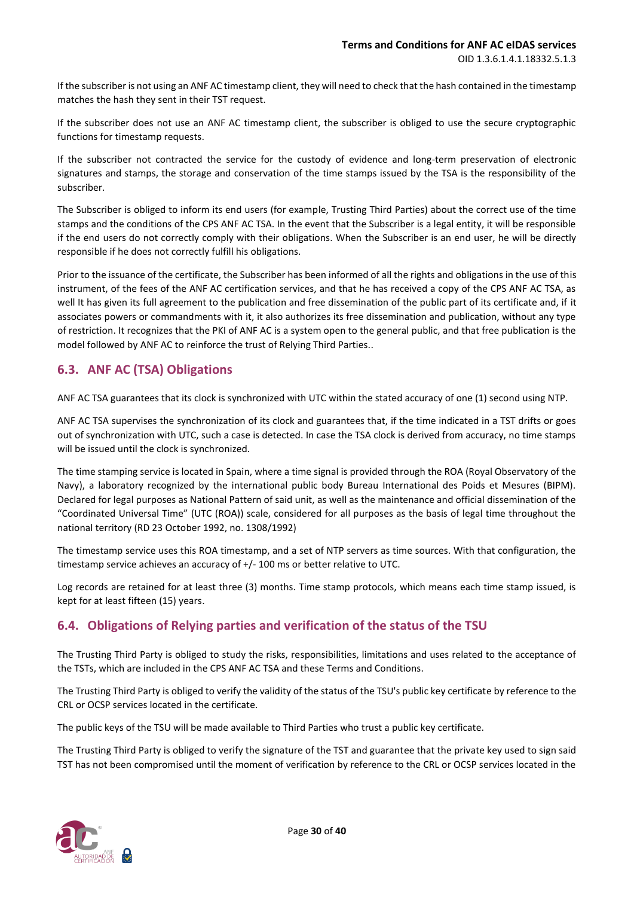If the subscriber is not using an ANF AC timestamp client, they will need to check that the hash contained in the timestamp matches the hash they sent in their TST request.

If the subscriber does not use an ANF AC timestamp client, the subscriber is obliged to use the secure cryptographic functions for timestamp requests.

If the subscriber not contracted the service for the custody of evidence and long-term preservation of electronic signatures and stamps, the storage and conservation of the time stamps issued by the TSA is the responsibility of the subscriber.

The Subscriber is obliged to inform its end users (for example, Trusting Third Parties) about the correct use of the time stamps and the conditions of the CPS ANF AC TSA. In the event that the Subscriber is a legal entity, it will be responsible if the end users do not correctly comply with their obligations. When the Subscriber is an end user, he will be directly responsible if he does not correctly fulfill his obligations.

Prior to the issuance of the certificate, the Subscriber has been informed of all the rights and obligations in the use of this instrument, of the fees of the ANF AC certification services, and that he has received a copy of the CPS ANF AC TSA, as well It has given its full agreement to the publication and free dissemination of the public part of its certificate and, if it associates powers or commandments with it, it also authorizes its free dissemination and publication, without any type of restriction. It recognizes that the PKI of ANF AC is a system open to the general public, and that free publication is the model followed by ANF AC to reinforce the trust of Relying Third Parties..

## 6.3. ANF AC (TSA) Obligations

ANF AC TSA guarantees that its clock is synchronized with UTC within the stated accuracy of one (1) second using NTP.

ANF AC TSA supervises the synchronization of its clock and guarantees that, if the time indicated in a TST drifts or goes out of synchronization with UTC, such a case is detected. In case the TSA clock is derived from accuracy, no time stamps will be issued until the clock is synchronized.

The time stamping service is located in Spain, where a time signal is provided through the ROA (Royal Observatory of the Navy), a laboratory recognized by the international public body Bureau International des Poids et Mesures (BIPM). Declared for legal purposes as National Pattern of said unit, as well as the maintenance and official dissemination of the "Coordinated Universal Time" (UTC (ROA)) scale, considered for all purposes as the basis of legal time throughout the national territory (RD 23 October 1992, no. 1308/1992)

The timestamp service uses this ROA timestamp, and a set of NTP servers as time sources. With that configuration, the timestamp service achieves an accuracy of +/- 100 ms or better relative to UTC.

Log records are retained for at least three (3) months. Time stamp protocols, which means each time stamp issued, is kept for at least fifteen (15) years.

## 6.4. Obligations of Relying parties and verification of the status of the TSU

The Trusting Third Party is obliged to study the risks, responsibilities, limitations and uses related to the acceptance of the TSTs, which are included in the CPS ANF AC TSA and these Terms and Conditions.

The Trusting Third Party is obliged to verify the validity of the status of the TSU's public key certificate by reference to the CRL or OCSP services located in the certificate.

The public keys of the TSU will be made available to Third Parties who trust a public key certificate.

The Trusting Third Party is obliged to verify the signature of the TST and guarantee that the private key used to sign said TST has not been compromised until the moment of verification by reference to the CRL or OCSP services located in the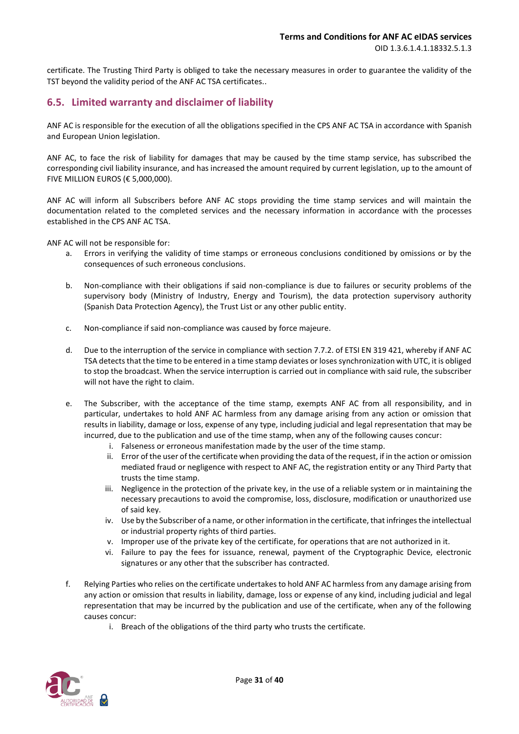certificate. The Trusting Third Party is obliged to take the necessary measures in order to guarantee the validity of the TST beyond the validity period of the ANF AC TSA certificates..

## 6.5. Limited warranty and disclaimer of liability

ANF AC is responsible for the execution of all the obligations specified in the CPS ANF AC TSA in accordance with Spanish and European Union legislation.

ANF AC, to face the risk of liability for damages that may be caused by the time stamp service, has subscribed the corresponding civil liability insurance, and has increased the amount required by current legislation, up to the amount of FIVE MILLION EUROS (€ 5,000,000).

ANF AC will inform all Subscribers before ANF AC stops providing the time stamp services and will maintain the documentation related to the completed services and the necessary information in accordance with the processes established in the CPS ANF AC TSA.

ANF AC will not be responsible for:

a. Errors in verifying the validity of time stamps or erroneous conclusions conditioned by omissions or by the consequences of such erroneous conclusions.

b. Non-compliance with their obligations if said non-compliance is due to failures or security problems of the supervisory body (Ministry of Industry, Energy and Tourism), the data protection supervisory authority (Spanish Data Protection Agency), the Trust List or any other public entity.

c. Non-compliance if said non-compliance was caused by force majeure.

d. Due to the interruption of the service in compliance with section 7.7.2. of ETSI EN 319 421, whereby if ANF AC TSA detects that the time to be entered in a time stamp deviates or loses synchronization with UTC, it is obliged to stop the broadcast. When the service interruption is carried out in compliance with said rule, the subscriber will not have the right to claim.

e. The Subscriber, with the acceptance of the time stamp, exempts ANF AC from all responsibility, and in particular, undertakes to hold ANF AC harmless from any damage arising from any action or omission that results in liability, damage or loss, expense of any type, including judicial and legal representation that may be incurred, due to the publication and use of the time stamp, when any of the following causes concur:
    i. Falseness or erroneous manifestation made by the user of the time stamp.
    ii. Error of the user of the certificate when providing the data of the request, if in the action or omission mediated fraud or negligence with respect to ANF AC, the registration entity or any Third Party that trusts the time stamp.
    iii. Negligence in the protection of the private key, in the use of a reliable system or in maintaining the necessary precautions to avoid the compromise, loss, disclosure, modification or unauthorized use of said key.
    iv. Use by the Subscriber of a name, or other information in the certificate, that infringes the intellectual or industrial property rights of third parties.
    v. Improper use of the private key of the certificate, for operations that are not authorized in it.
    vi. Failure to pay the fees for issuance, renewal, payment of the Cryptographic Device, electronic signatures or any other that the subscriber has contracted.

f. Relying Parties who relies on the certificate undertakes to hold ANF AC harmless from any damage arising from any action or omission that results in liability, damage, loss or expense of any kind, including judicial and legal representation that may be incurred by the publication and use of the certificate, when any of the following causes concur:
    i. Breach of the obligations of the third party who trusts the certificate.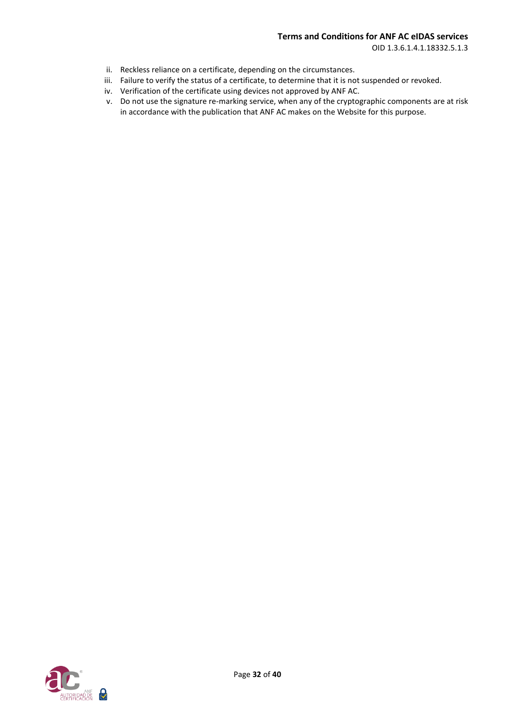ii. Reckless reliance on a certificate, depending on the circumstances.
iii. Failure to verify the status of a certificate, to determine that it is not suspended or revoked.
iv. Verification of the certificate using devices not approved by ANF AC.
v. Do not use the signature re-marking service, when any of the cryptographic components are at risk in accordance with the publication that ANF AC makes on the Website for this purpose.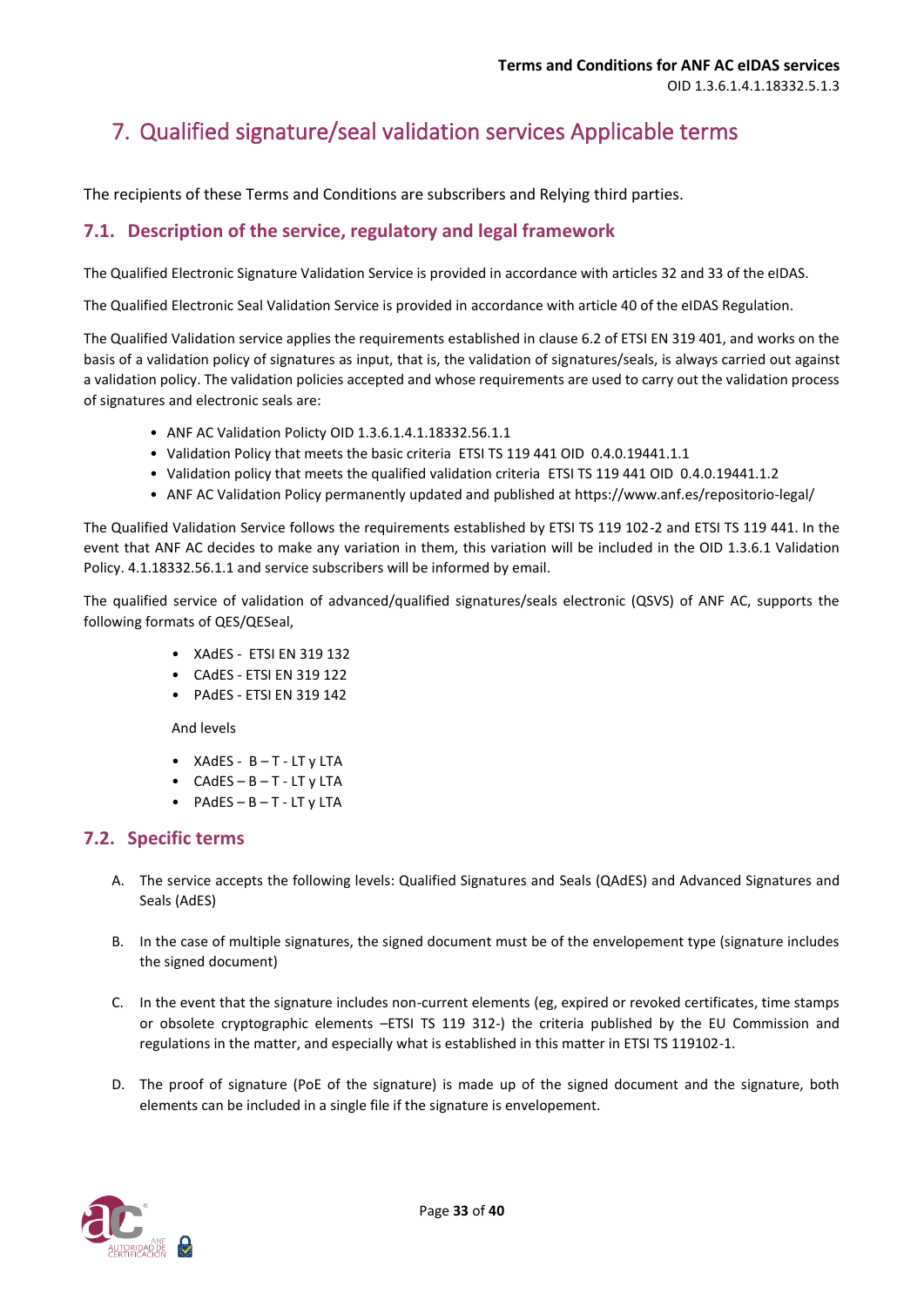# 7. Qualified signature/seal validation services Applicable terms

The recipients of these Terms and Conditions are subscribers and Relying third parties.

## 7.1. Description of the service, regulatory and legal framework

The Qualified Electronic Signature Validation Service is provided in accordance with articles 32 and 33 of the eIDAS.

The Qualified Electronic Seal Validation Service is provided in accordance with article 40 of the eIDAS Regulation.

The Qualified Validation service applies the requirements established in clause 6.2 of ETSI EN 319 401, and works on the basis of a validation policy of signatures as input, that is, the validation of signatures/seals, is always carried out against a validation policy. The validation policies accepted and whose requirements are used to carry out the validation process of signatures and electronic seals are:

- ANF AC Validation Policty OID 1.3.6.1.4.1.18332.56.1.1
- Validation Policy that meets the basic criteria ETSI TS 119 441 OID 0.4.0.19441.1.1
- Validation policy that meets the qualified validation criteria ETSI TS 119 441 OID 0.4.0.19441.1.2
- ANF AC Validation Policy permanently updated and published at https://www.anf.es/repositorio-legal/

The Qualified Validation Service follows the requirements established by ETSI TS 119 102-2 and ETSI TS 119 441. In the event that ANF AC decides to make any variation in them, this variation will be included in the OID 1.3.6.1 Validation Policy. 4.1.18332.56.1.1 and service subscribers will be informed by email.

The qualified service of validation of advanced/qualified signatures/seals electronic (QSVS) of ANF AC, supports the following formats of QES/QESeal,

- XAdES - ETSI EN 319 132
- CAdES - ETSI EN 319 122
- PAdES - ETSI EN 319 142

And levels

- XAdES - B – T - LT y LTA
- CAdES – B – T - LT y LTA
- PAdES – B – T - LT y LTA

## 7.2. Specific terms

A. The service accepts the following levels: Qualified Signatures and Seals (QAdES) and Advanced Signatures and Seals (AdES)

B. In the case of multiple signatures, the signed document must be of the envelopement type (signature includes the signed document)

C. In the event that the signature includes non-current elements (eg, expired or revoked certificates, time stamps or obsolete cryptographic elements –ETSI TS 119 312-) the criteria published by the EU Commission and regulations in the matter, and especially what is established in this matter in ETSI TS 119102-1.

D. The proof of signature (PoE of the signature) is made up of the signed document and the signature, both elements can be included in a single file if the signature is envelopement.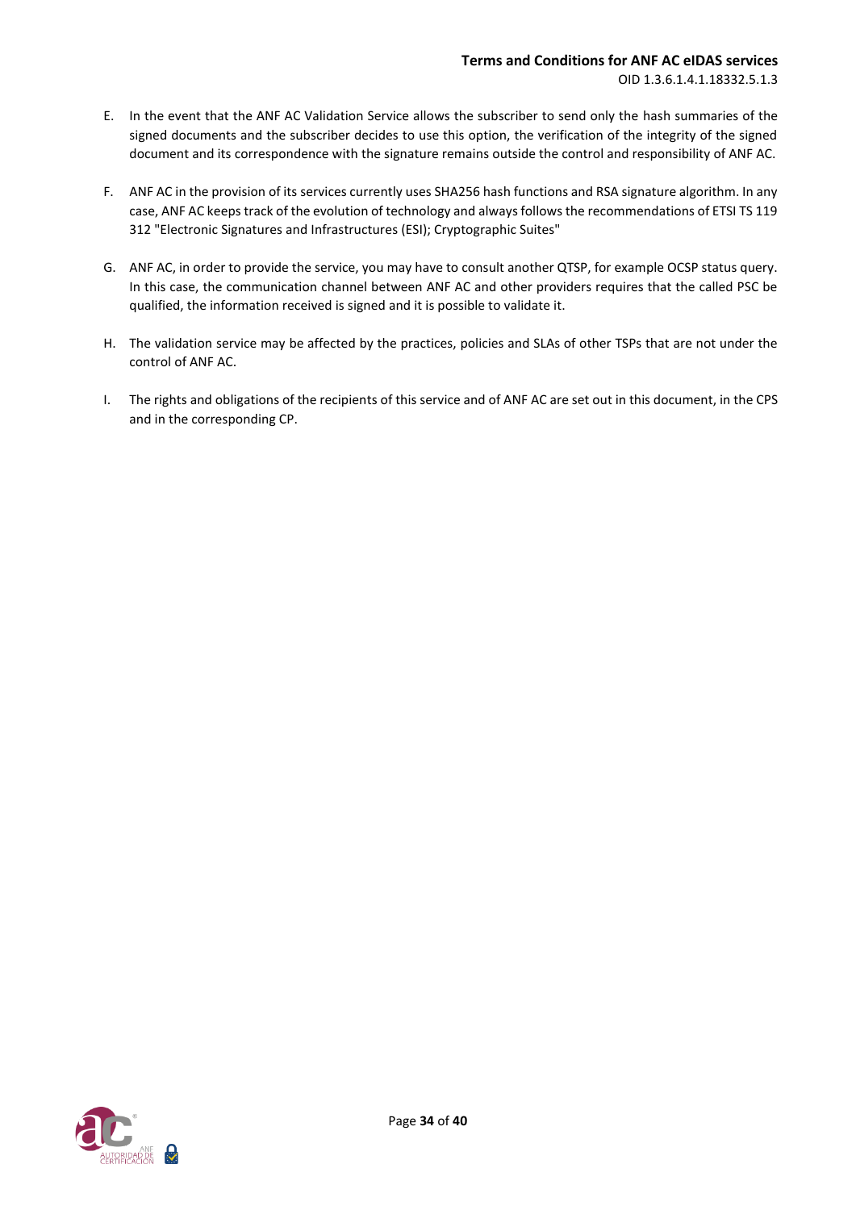E. In the event that the ANF AC Validation Service allows the subscriber to send only the hash summaries of the signed documents and the subscriber decides to use this option, the verification of the integrity of the signed document and its correspondence with the signature remains outside the control and responsibility of ANF AC.

F. ANF AC in the provision of its services currently uses SHA256 hash functions and RSA signature algorithm. In any case, ANF AC keeps track of the evolution of technology and always follows the recommendations of ETSI TS 119 312 "Electronic Signatures and Infrastructures (ESI); Cryptographic Suites"

G. ANF AC, in order to provide the service, you may have to consult another QTSP, for example OCSP status query. In this case, the communication channel between ANF AC and other providers requires that the called PSC be qualified, the information received is signed and it is possible to validate it.

H. The validation service may be affected by the practices, policies and SLAs of other TSPs that are not under the control of ANF AC.

I. The rights and obligations of the recipients of this service and of ANF AC are set out in this document, in the CPS and in the corresponding CP.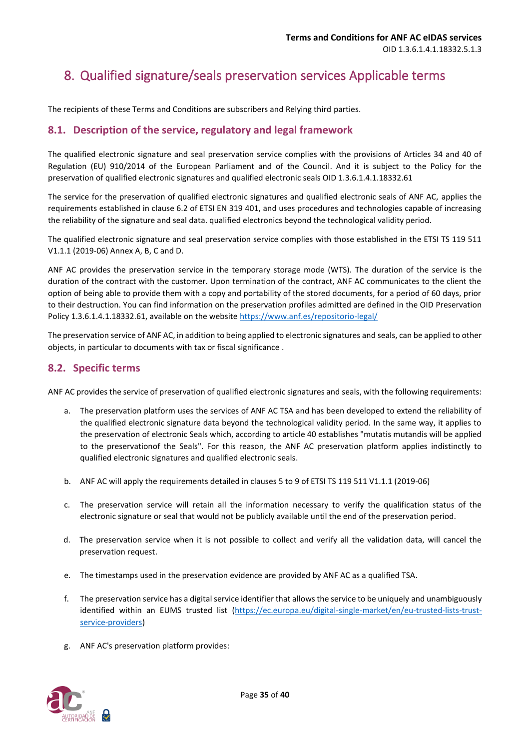# 8. Qualified signature/seals preservation services Applicable terms

The recipients of these Terms and Conditions are subscribers and Relying third parties.

## 8.1. Description of the service, regulatory and legal framework

The qualified electronic signature and seal preservation service complies with the provisions of Articles 34 and 40 of Regulation (EU) 910/2014 of the European Parliament and of the Council. And it is subject to the Policy for the preservation of qualified electronic signatures and qualified electronic seals OID 1.3.6.1.4.1.18332.61

The service for the preservation of qualified electronic signatures and qualified electronic seals of ANF AC, applies the requirements established in clause 6.2 of ETSI EN 319 401, and uses procedures and technologies capable of increasing the reliability of the signature and seal data. qualified electronics beyond the technological validity period.

The qualified electronic signature and seal preservation service complies with those established in the ETSI TS 119 511 V1.1.1 (2019-06) Annex A, B, C and D.

ANF AC provides the preservation service in the temporary storage mode (WTS). The duration of the service is the duration of the contract with the customer. Upon termination of the contract, ANF AC communicates to the client the option of being able to provide them with a copy and portability of the stored documents, for a period of 60 days, prior to their destruction. You can find information on the preservation profiles admitted are defined in the OID Preservation Policy 1.3.6.1.4.1.18332.61, available on the website https://www.anf.es/repositorio-legal/

The preservation service of ANF AC, in addition to being applied to electronic signatures and seals, can be applied to other objects, in particular to documents with tax or fiscal significance .

## 8.2. Specific terms

ANF AC provides the service of preservation of qualified electronic signatures and seals, with the following requirements:

a. The preservation platform uses the services of ANF AC TSA and has been developed to extend the reliability of the qualified electronic signature data beyond the technological validity period. In the same way, it applies to the preservation of electronic Seals which, according to article 40 establishes "mutatis mutandis will be applied to the preservationof the Seals". For this reason, the ANF AC preservation platform applies indistinctly to qualified electronic signatures and qualified electronic seals.

b. ANF AC will apply the requirements detailed in clauses 5 to 9 of ETSI TS 119 511 V1.1.1 (2019-06)

c. The preservation service will retain all the information necessary to verify the qualification status of the electronic signature or seal that would not be publicly available until the end of the preservation period.

d. The preservation service when it is not possible to collect and verify all the validation data, will cancel the preservation request.

e. The timestamps used in the preservation evidence are provided by ANF AC as a qualified TSA.

f. The preservation service has a digital service identifier that allows the service to be uniquely and unambiguously identified within an EUMS trusted list (https://ec.europa.eu/digital-single-market/en/eu-trusted-lists-trust-service-providers)

g. ANF AC's preservation platform provides: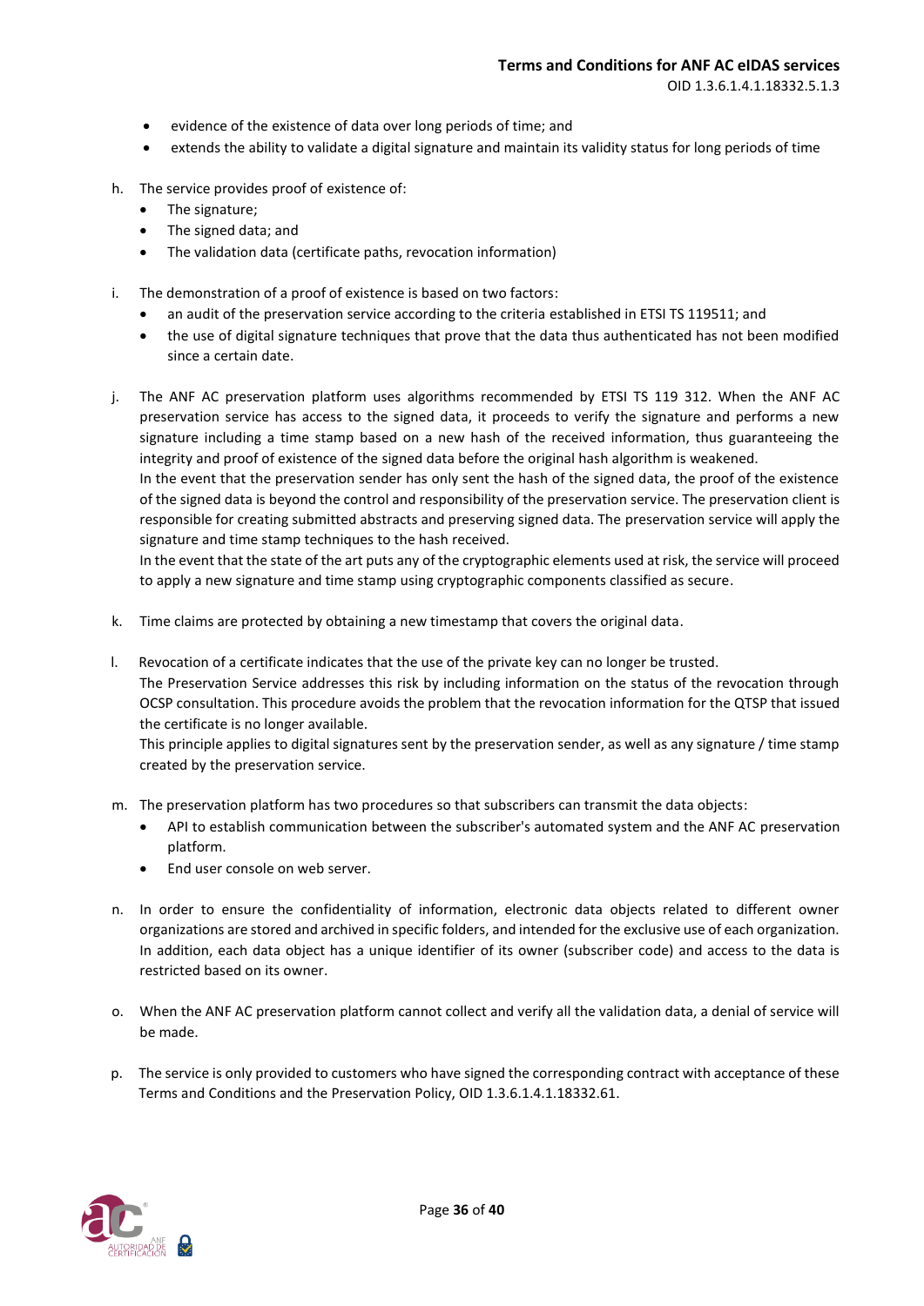- evidence of the existence of data over long periods of time; and
- extends the ability to validate a digital signature and maintain its validity status for long periods of time

h. The service provides proof of existence of:
   - The signature;
   - The signed data; and
   - The validation data (certificate paths, revocation information)

i. The demonstration of a proof of existence is based on two factors:
   - an audit of the preservation service according to the criteria established in ETSI TS 119511; and
   - the use of digital signature techniques that prove that the data thus authenticated has not been modified since a certain date.

j. The ANF AC preservation platform uses algorithms recommended by ETSI TS 119 312. When the ANF AC preservation service has access to the signed data, it proceeds to verify the signature and performs a new signature including a time stamp based on a new hash of the received information, thus guaranteeing the integrity and proof of existence of the signed data before the original hash algorithm is weakened.
   In the event that the preservation sender has only sent the hash of the signed data, the proof of the existence of the signed data is beyond the control and responsibility of the preservation service. The preservation client is responsible for creating submitted abstracts and preserving signed data. The preservation service will apply the signature and time stamp techniques to the hash received.
   In the event that the state of the art puts any of the cryptographic elements used at risk, the service will proceed to apply a new signature and time stamp using cryptographic components classified as secure.

k. Time claims are protected by obtaining a new timestamp that covers the original data.

l. Revocation of a certificate indicates that the use of the private key can no longer be trusted.
   The Preservation Service addresses this risk by including information on the status of the revocation through OCSP consultation. This procedure avoids the problem that the revocation information for the QTSP that issued the certificate is no longer available.
   This principle applies to digital signatures sent by the preservation sender, as well as any signature / time stamp created by the preservation service.

m. The preservation platform has two procedures so that subscribers can transmit the data objects:
   - API to establish communication between the subscriber's automated system and the ANF AC preservation platform.
   - End user console on web server.

n. In order to ensure the confidentiality of information, electronic data objects related to different owner organizations are stored and archived in specific folders, and intended for the exclusive use of each organization. In addition, each data object has a unique identifier of its owner (subscriber code) and access to the data is restricted based on its owner.

o. When the ANF AC preservation platform cannot collect and verify all the validation data, a denial of service will be made.

p. The service is only provided to customers who have signed the corresponding contract with acceptance of these Terms and Conditions and the Preservation Policy, OID 1.3.6.1.4.1.18332.61.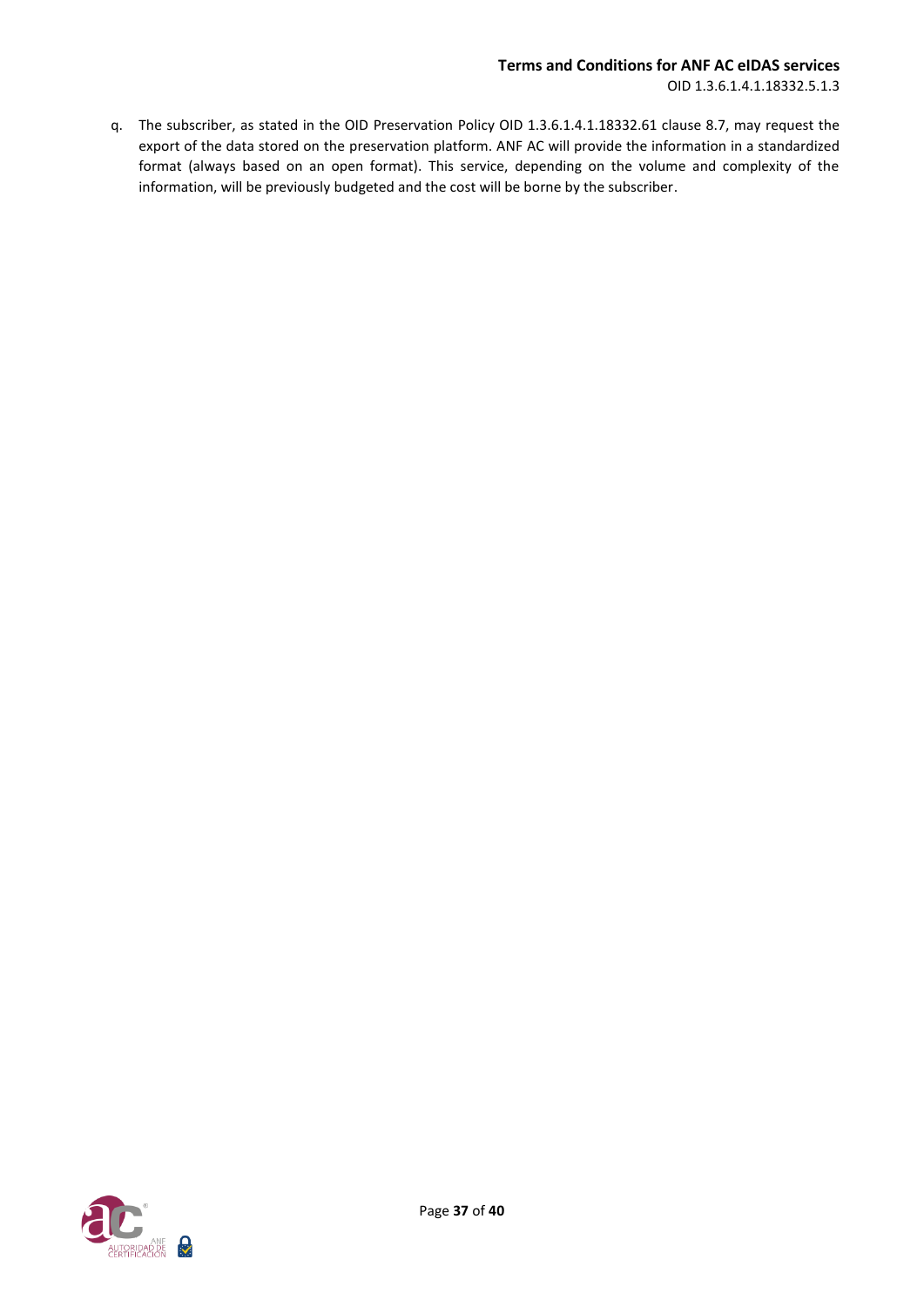q. The subscriber, as stated in the OID Preservation Policy OID 1.3.6.1.4.1.18332.61 clause 8.7, may request the export of the data stored on the preservation platform. ANF AC will provide the information in a standardized format (always based on an open format). This service, depending on the volume and complexity of the information, will be previously budgeted and the cost will be borne by the subscriber.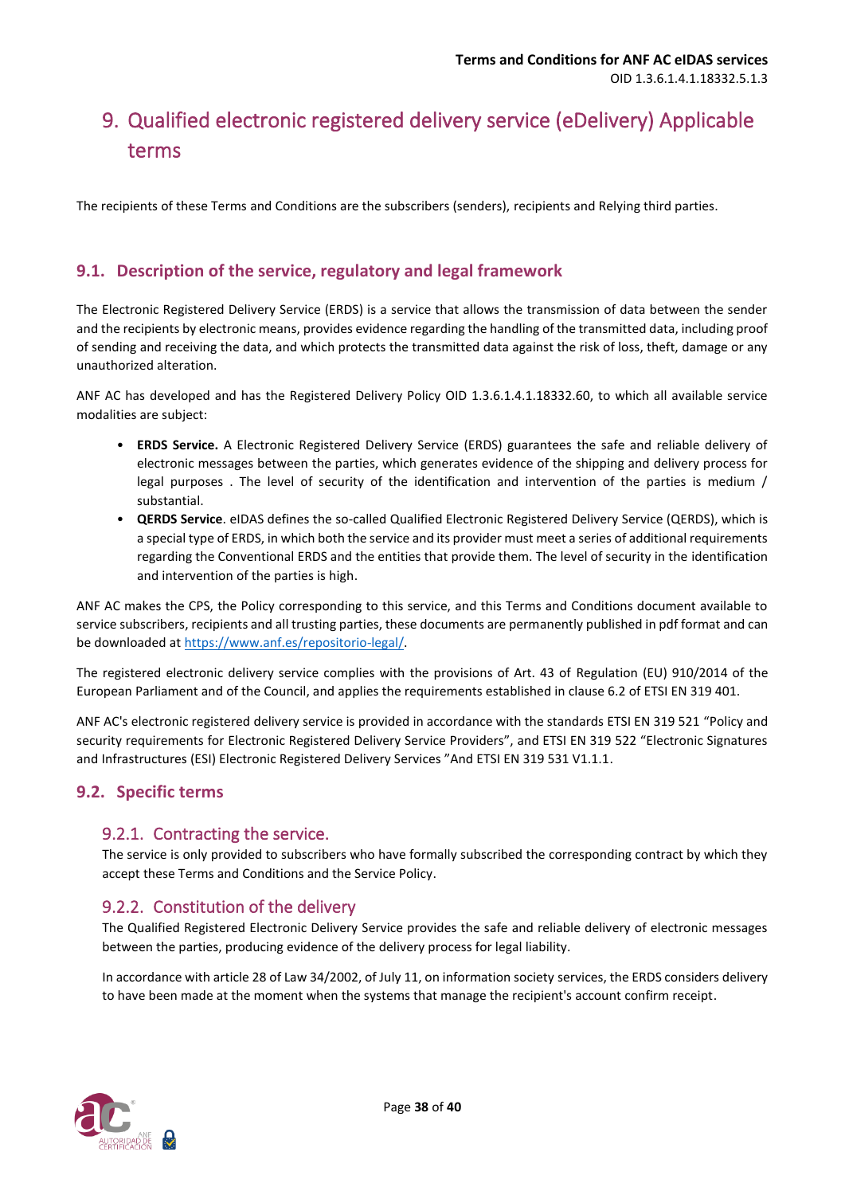# 9. Qualified electronic registered delivery service (eDelivery) Applicable terms

The recipients of these Terms and Conditions are the subscribers (senders), recipients and Relying third parties.

## 9.1. Description of the service, regulatory and legal framework

The Electronic Registered Delivery Service (ERDS) is a service that allows the transmission of data between the sender and the recipients by electronic means, provides evidence regarding the handling of the transmitted data, including proof of sending and receiving the data, and which protects the transmitted data against the risk of loss, theft, damage or any unauthorized alteration.

ANF AC has developed and has the Registered Delivery Policy OID 1.3.6.1.4.1.18332.60, to which all available service modalities are subject:

- **ERDS Service.** A Electronic Registered Delivery Service (ERDS) guarantees the safe and reliable delivery of electronic messages between the parties, which generates evidence of the shipping and delivery process for legal purposes . The level of security of the identification and intervention of the parties is medium / substantial.
- **QERDS Service**. eIDAS defines the so-called Qualified Electronic Registered Delivery Service (QERDS), which is a special type of ERDS, in which both the service and its provider must meet a series of additional requirements regarding the Conventional ERDS and the entities that provide them. The level of security in the identification and intervention of the parties is high.

ANF AC makes the CPS, the Policy corresponding to this service, and this Terms and Conditions document available to service subscribers, recipients and all trusting parties, these documents are permanently published in pdf format and can be downloaded at https://www.anf.es/repositorio-legal/.

The registered electronic delivery service complies with the provisions of Art. 43 of Regulation (EU) 910/2014 of the European Parliament and of the Council, and applies the requirements established in clause 6.2 of ETSI EN 319 401.

ANF AC's electronic registered delivery service is provided in accordance with the standards ETSI EN 319 521 "Policy and security requirements for Electronic Registered Delivery Service Providers", and ETSI EN 319 522 "Electronic Signatures and Infrastructures (ESI) Electronic Registered Delivery Services "And ETSI EN 319 531 V1.1.1.

## 9.2. Specific terms

### 9.2.1. Contracting the service.

The service is only provided to subscribers who have formally subscribed the corresponding contract by which they accept these Terms and Conditions and the Service Policy.

### 9.2.2. Constitution of the delivery

The Qualified Registered Electronic Delivery Service provides the safe and reliable delivery of electronic messages between the parties, producing evidence of the delivery process for legal liability.

In accordance with article 28 of Law 34/2002, of July 11, on information society services, the ERDS considers delivery to have been made at the moment when the systems that manage the recipient's account confirm receipt.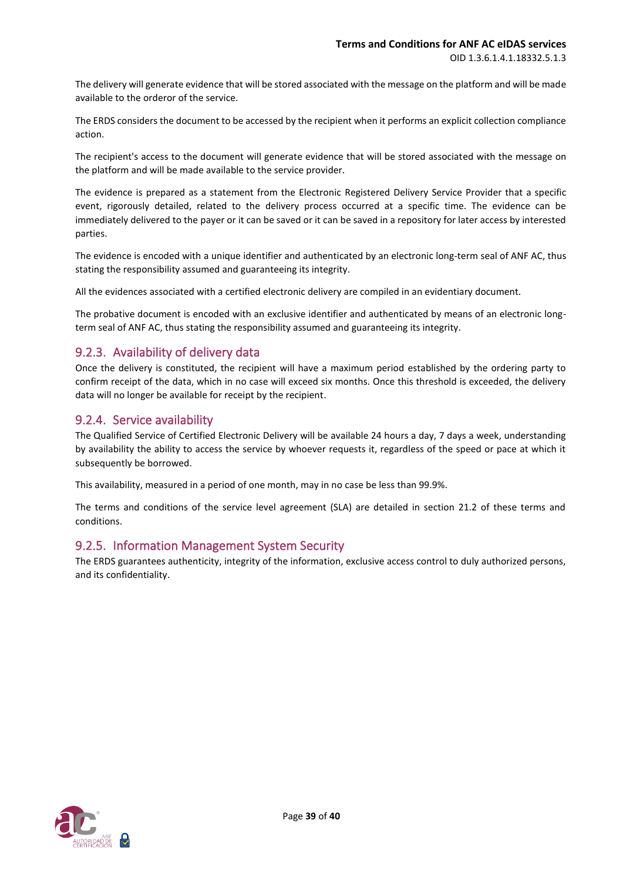The delivery will generate evidence that will be stored associated with the message on the platform and will be made available to the orderor of the service.

The ERDS considers the document to be accessed by the recipient when it performs an explicit collection compliance action.

The recipient's access to the document will generate evidence that will be stored associated with the message on the platform and will be made available to the service provider.

The evidence is prepared as a statement from the Electronic Registered Delivery Service Provider that a specific event, rigorously detailed, related to the delivery process occurred at a specific time. The evidence can be immediately delivered to the payer or it can be saved or it can be saved in a repository for later access by interested parties.

The evidence is encoded with a unique identifier and authenticated by an electronic long-term seal of ANF AC, thus stating the responsibility assumed and guaranteeing its integrity.

All the evidences associated with a certified electronic delivery are compiled in an evidentiary document.

The probative document is encoded with an exclusive identifier and authenticated by means of an electronic long-term seal of ANF AC, thus stating the responsibility assumed and guaranteeing its integrity.

### 9.2.3. Availability of delivery data

Once the delivery is constituted, the recipient will have a maximum period established by the ordering party to confirm receipt of the data, which in no case will exceed six months. Once this threshold is exceeded, the delivery data will no longer be available for receipt by the recipient.

### 9.2.4. Service availability

The Qualified Service of Certified Electronic Delivery will be available 24 hours a day, 7 days a week, understanding by availability the ability to access the service by whoever requests it, regardless of the speed or pace at which it subsequently be borrowed.

This availability, measured in a period of one month, may in no case be less than 99.9%.

The terms and conditions of the service level agreement (SLA) are detailed in section 21.2 of these terms and conditions.

### 9.2.5. Information Management System Security

The ERDS guarantees authenticity, integrity of the information, exclusive access control to duly authorized persons, and its confidentiality.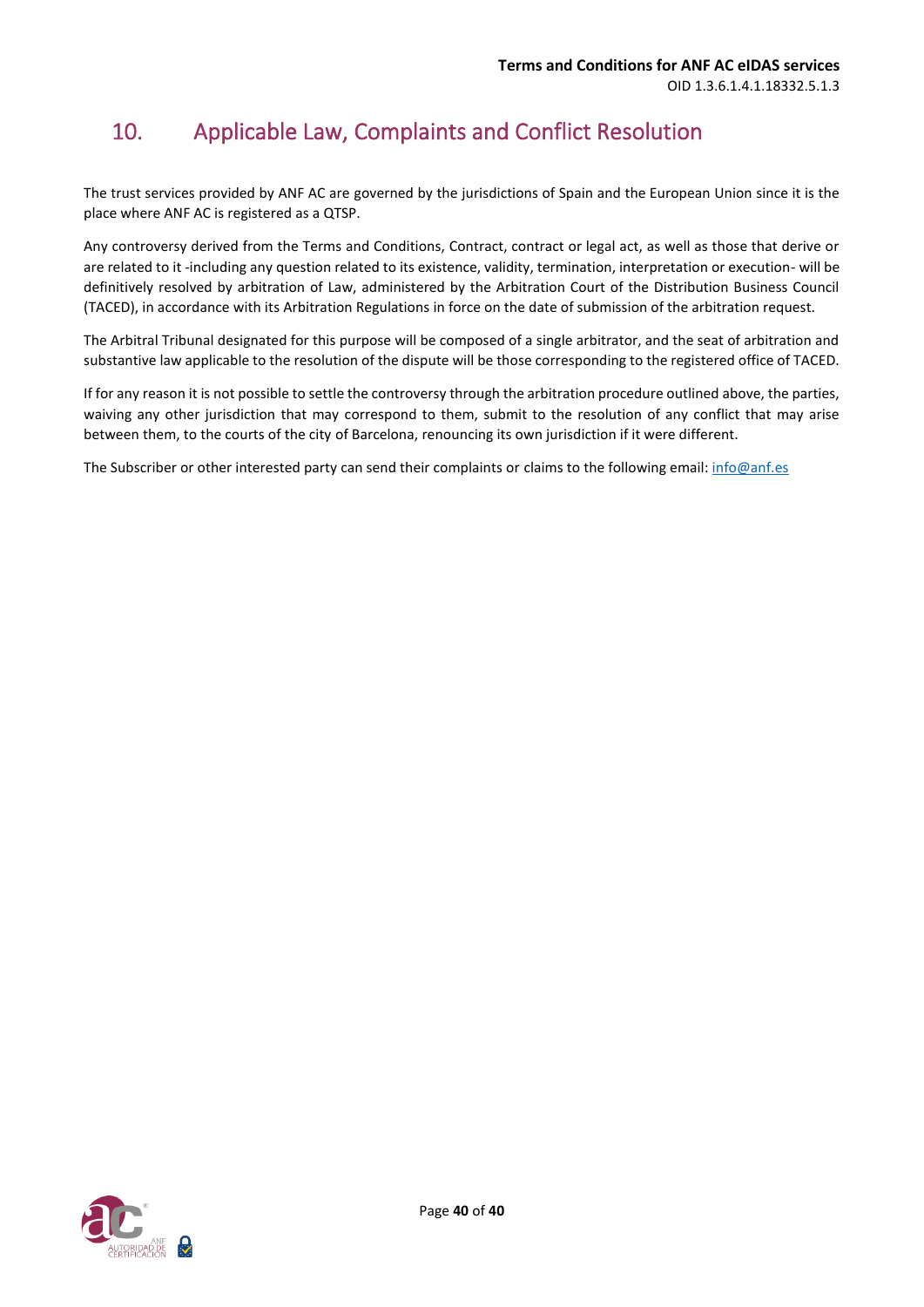# 10. Applicable Law, Complaints and Conflict Resolution

The trust services provided by ANF AC are governed by the jurisdictions of Spain and the European Union since it is the place where ANF AC is registered as a QTSP.

Any controversy derived from the Terms and Conditions, Contract, contract or legal act, as well as those that derive or are related to it -including any question related to its existence, validity, termination, interpretation or execution- will be definitively resolved by arbitration of Law, administered by the Arbitration Court of the Distribution Business Council (TACED), in accordance with its Arbitration Regulations in force on the date of submission of the arbitration request.

The Arbitral Tribunal designated for this purpose will be composed of a single arbitrator, and the seat of arbitration and substantive law applicable to the resolution of the dispute will be those corresponding to the registered office of TACED.

If for any reason it is not possible to settle the controversy through the arbitration procedure outlined above, the parties, waiving any other jurisdiction that may correspond to them, submit to the resolution of any conflict that may arise between them, to the courts of the city of Barcelona, renouncing its own jurisdiction if it were different.

The Subscriber or other interested party can send their complaints or claims to the following email: info@anf.es